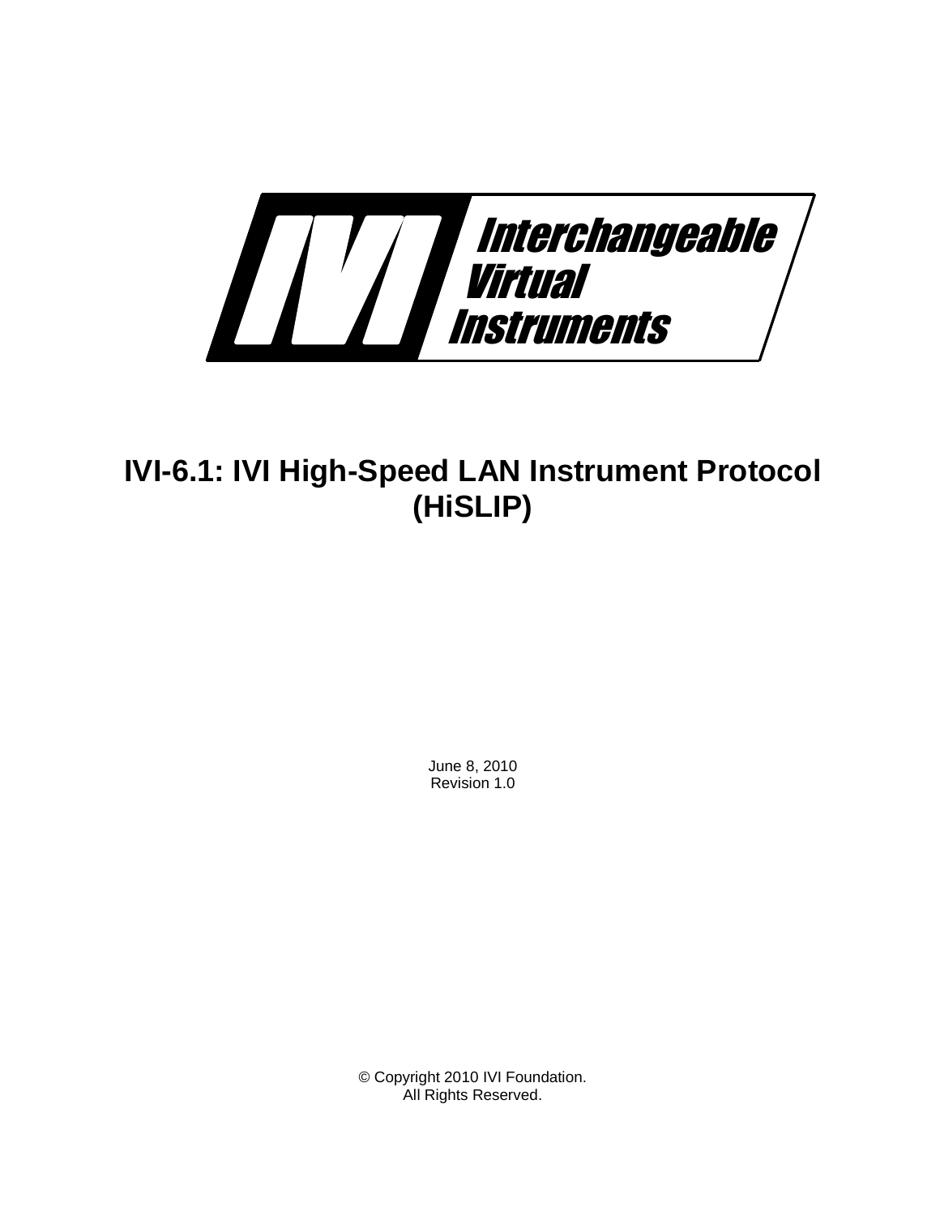Interchangeable Virtual Instruments

# IVI-6.1: IVI High-Speed LAN Instrument Protocol (HiSLIP)

June 8, 2010
Revision 1.0

© Copyright 2010 IVI Foundation.
All Rights Reserved.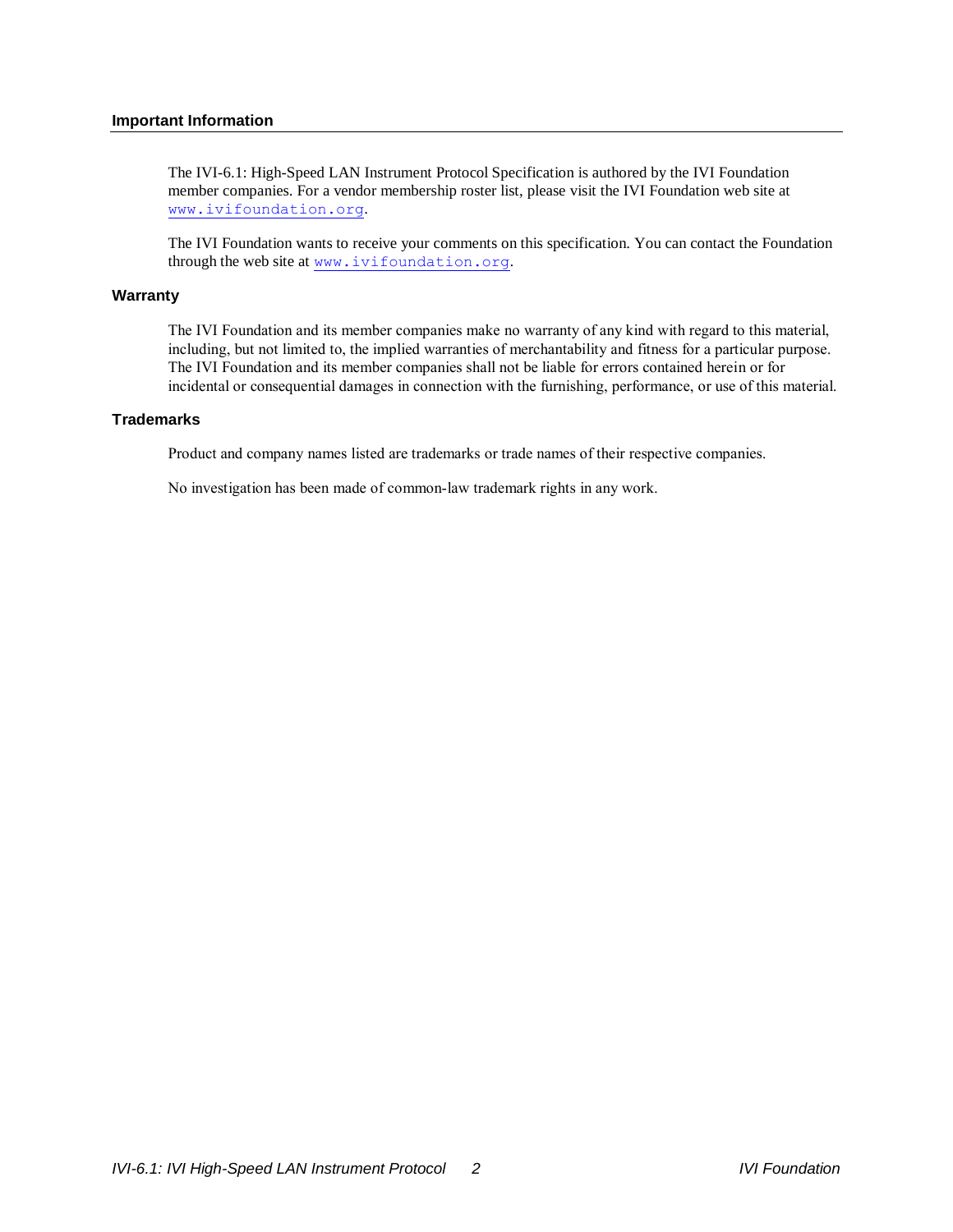## Important Information

The IVI-6.1: High-Speed LAN Instrument Protocol Specification is authored by the IVI Foundation member companies. For a vendor membership roster list, please visit the IVI Foundation web site at www.ivifoundation.org.

The IVI Foundation wants to receive your comments on this specification. You can contact the Foundation through the web site at www.ivifoundation.org.

### Warranty

The IVI Foundation and its member companies make no warranty of any kind with regard to this material, including, but not limited to, the implied warranties of merchantability and fitness for a particular purpose. The IVI Foundation and its member companies shall not be liable for errors contained herein or for incidental or consequential damages in connection with the furnishing, performance, or use of this material.

### Trademarks

Product and company names listed are trademarks or trade names of their respective companies.

No investigation has been made of common-law trademark rights in any work.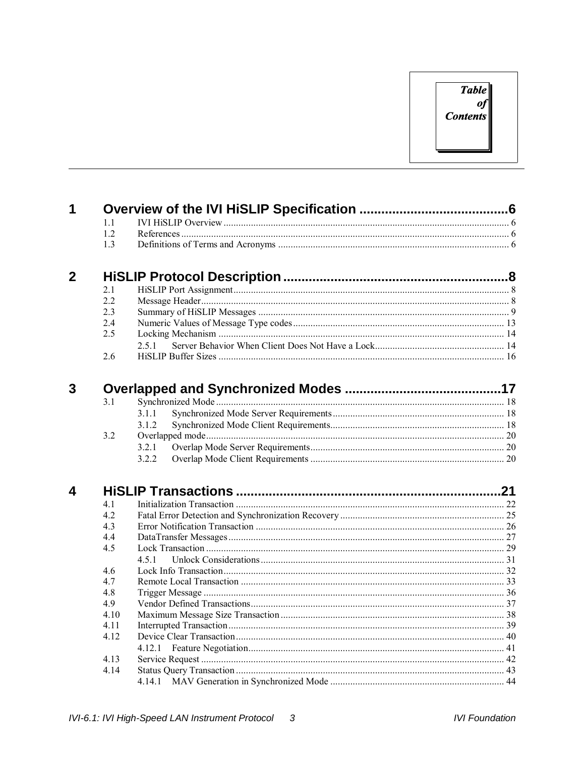# Table of Contents

**1 Overview of the IVI HiSLIP Specification .........................................6**

- 1.1 IVI HiSLIP Overview ........................................................................................................ 6
- 1.2 References ........................................................................................................ 6
- 1.3 Definitions of Terms and Acronyms ........................................................................................................ 6

**2 HiSLIP Protocol Description ..............................................................8**

- 2.1 HiSLIP Port Assignment ........................................................................................................ 8
- 2.2 Message Header ........................................................................................................ 8
- 2.3 Summary of HiSLIP Messages ........................................................................................................ 9
- 2.4 Numeric Values of Message Type codes ........................................................................................................ 13
- 2.5 Locking Mechanism ........................................................................................................ 14
  - 2.5.1 Server Behavior When Client Does Not Have a Lock ........................................................................................................ 14
- 2.6 HiSLIP Buffer Sizes ........................................................................................................ 16

**3 Overlapped and Synchronized Modes ..........................................17**

- 3.1 Synchronized Mode ........................................................................................................ 18
  - 3.1.1 Synchronized Mode Server Requirements ........................................................................................................ 18
  - 3.1.2 Synchronized Mode Client Requirements ........................................................................................................ 18
- 3.2 Overlapped mode ........................................................................................................ 20
  - 3.2.1 Overlap Mode Server Requirements ........................................................................................................ 20
  - 3.2.2 Overlap Mode Client Requirements ........................................................................................................ 20

**4 HiSLIP Transactions ..........................................................................21**

- 4.1 Initialization Transaction ........................................................................................................ 22
- 4.2 Fatal Error Detection and Synchronization Recovery ........................................................................................................ 25
- 4.3 Error Notification Transaction ........................................................................................................ 26
- 4.4 DataTransfer Messages ........................................................................................................ 27
- 4.5 Lock Transaction ........................................................................................................ 29
  - 4.5.1 Unlock Considerations ........................................................................................................ 31
- 4.6 Lock Info Transaction ........................................................................................................ 32
- 4.7 Remote Local Transaction ........................................................................................................ 33
- 4.8 Trigger Message ........................................................................................................ 36
- 4.9 Vendor Defined Transactions ........................................................................................................ 37
- 4.10 Maximum Message Size Transaction ........................................................................................................ 38
- 4.11 Interrupted Transaction ........................................................................................................ 39
- 4.12 Device Clear Transaction ........................................................................................................ 40
  - 4.12.1 Feature Negotiation ........................................................................................................ 41
- 4.13 Service Request ........................................................................................................ 42
- 4.14 Status Query Transaction ........................................................................................................ 43
  - 4.14.1 MAV Generation in Synchronized Mode ........................................................................................................ 44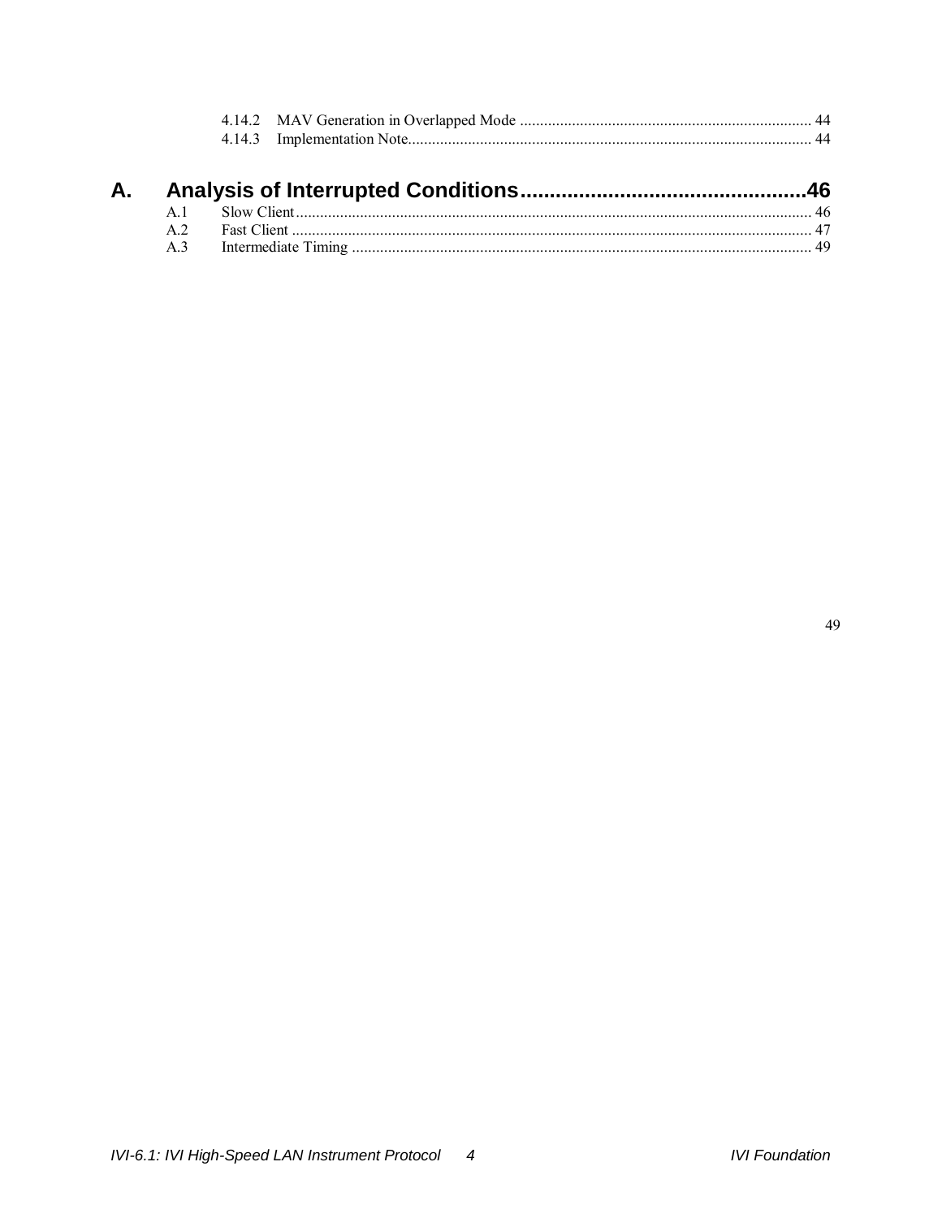4.14.2 MAV Generation in Overlapped Mode ........................................................................ 44
4.14.3 Implementation Note.................................................................................................... 44

**A. Analysis of Interrupted Conditions.................................................46**

A.1 Slow Client................................................................................................................................ 46
A.2 Fast Client ................................................................................................................................. 47
A.3 Intermediate Timing .................................................................................................................. 49

49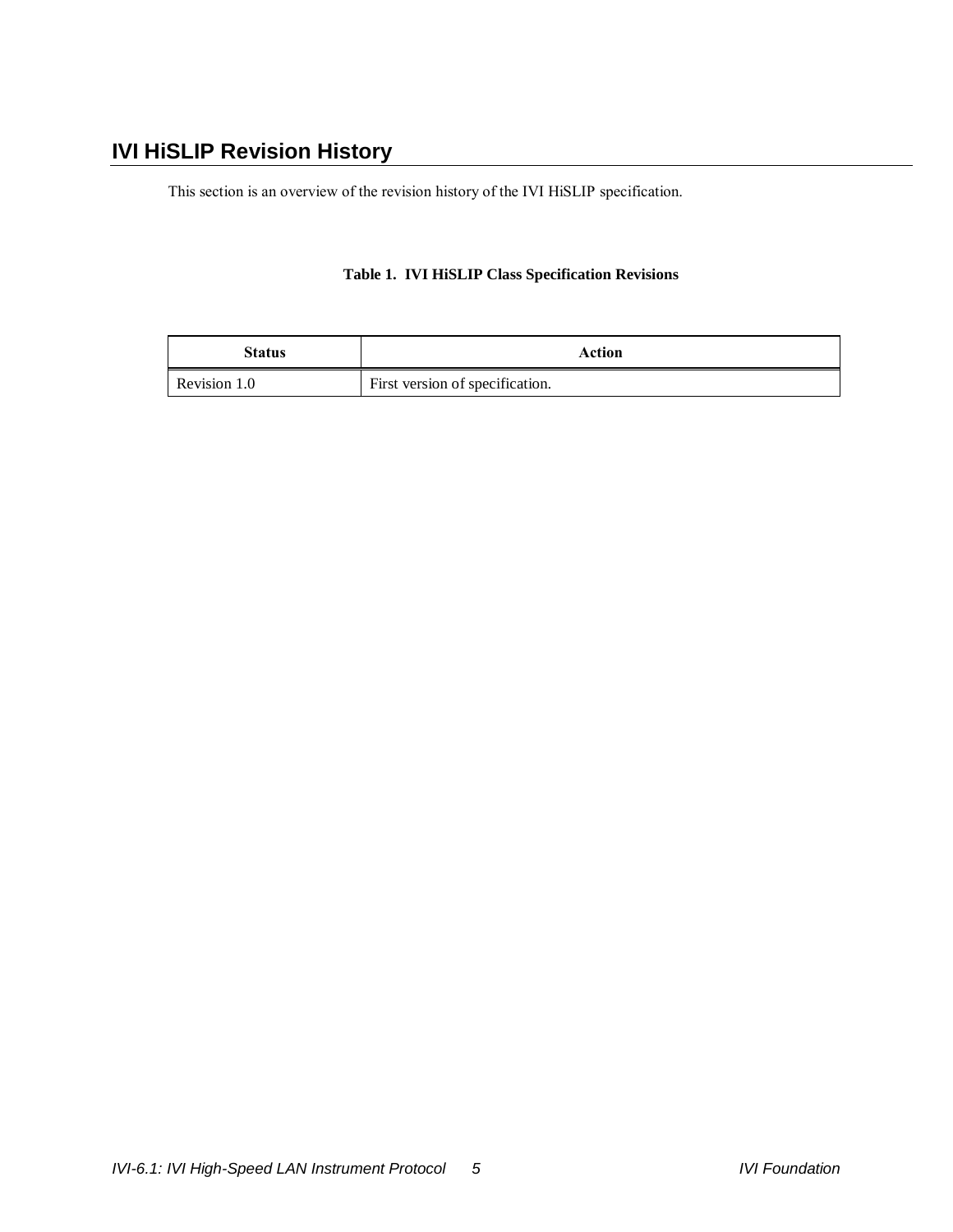# IVI HiSLIP Revision History

This section is an overview of the revision history of the IVI HiSLIP specification.

**Table 1. IVI HiSLIP Class Specification Revisions**

| Status | Action |
| --- | --- |
| Revision 1.0 | First version of specification. |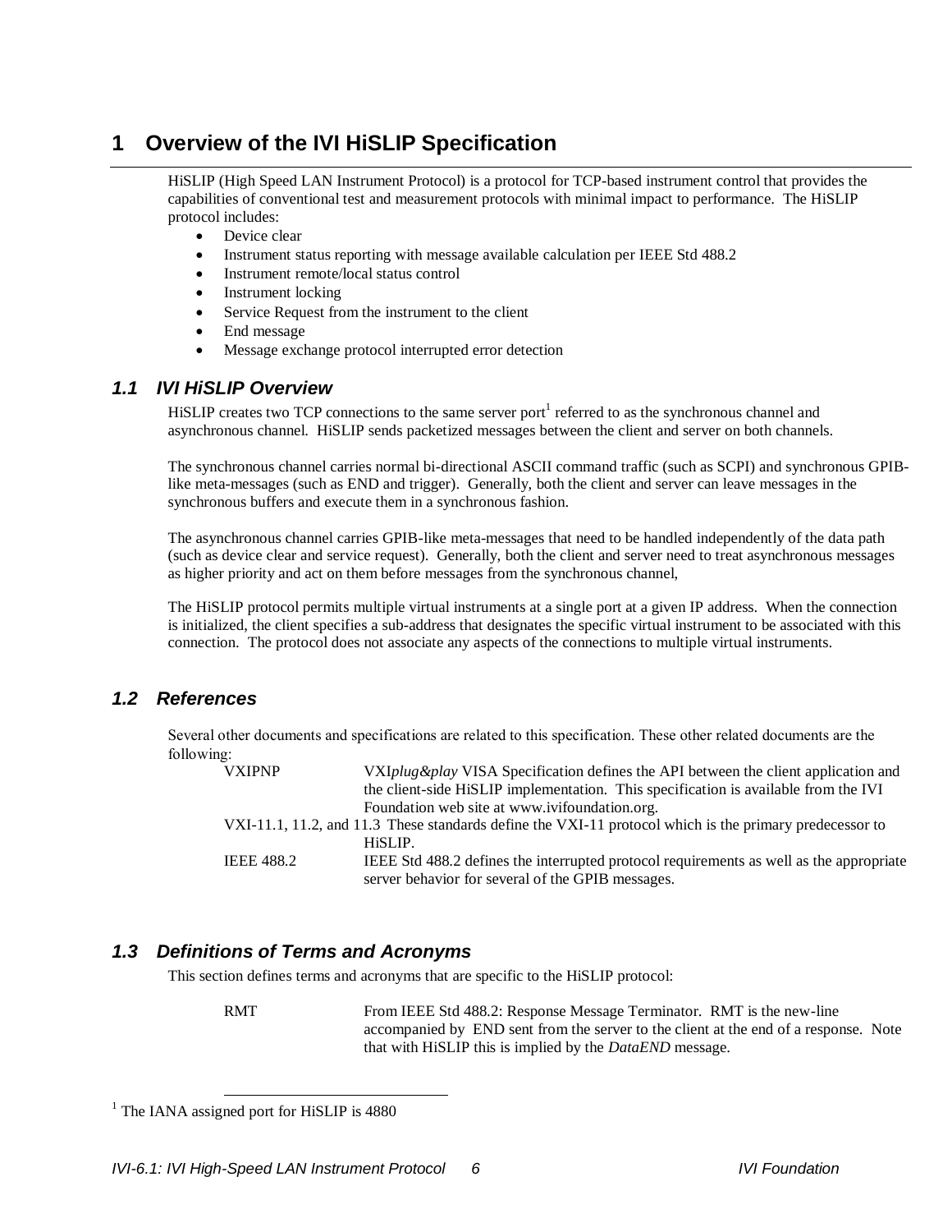# 1 Overview of the IVI HiSLIP Specification

HiSLIP (High Speed LAN Instrument Protocol) is a protocol for TCP-based instrument control that provides the capabilities of conventional test and measurement protocols with minimal impact to performance. The HiSLIP protocol includes:

- Device clear
- Instrument status reporting with message available calculation per IEEE Std 488.2
- Instrument remote/local status control
- Instrument locking
- Service Request from the instrument to the client
- End message
- Message exchange protocol interrupted error detection

## 1.1 IVI HiSLIP Overview

HiSLIP creates two TCP connections to the same server port[1] referred to as the synchronous channel and asynchronous channel. HiSLIP sends packetized messages between the client and server on both channels.

The synchronous channel carries normal bi-directional ASCII command traffic (such as SCPI) and synchronous GPIB-like meta-messages (such as END and trigger). Generally, both the client and server can leave messages in the synchronous buffers and execute them in a synchronous fashion.

The asynchronous channel carries GPIB-like meta-messages that need to be handled independently of the data path (such as device clear and service request). Generally, both the client and server need to treat asynchronous messages as higher priority and act on them before messages from the synchronous channel,

The HiSLIP protocol permits multiple virtual instruments at a single port at a given IP address. When the connection is initialized, the client specifies a sub-address that designates the specific virtual instrument to be associated with this connection. The protocol does not associate any aspects of the connections to multiple virtual instruments.

## 1.2 References

Several other documents and specifications are related to this specification. These other related documents are the following:

| | |
|---|---|
| VXIPNP | VXI*plug&play* VISA Specification defines the API between the client application and the client-side HiSLIP implementation. This specification is available from the IVI Foundation web site at www.ivifoundation.org. |
| VXI-11.1, 11.2, and 11.3 | These standards define the VXI-11 protocol which is the primary predecessor to HiSLIP. |
| IEEE 488.2 | IEEE Std 488.2 defines the interrupted protocol requirements as well as the appropriate server behavior for several of the GPIB messages. |

## 1.3 Definitions of Terms and Acronyms

This section defines terms and acronyms that are specific to the HiSLIP protocol:

| | |
|---|---|
| RMT | From IEEE Std 488.2: Response Message Terminator. RMT is the new-line accompanied by END sent from the server to the client at the end of a response. Note that with HiSLIP this is implied by the *DataEND* message. |

[1] The IANA assigned port for HiSLIP is 4880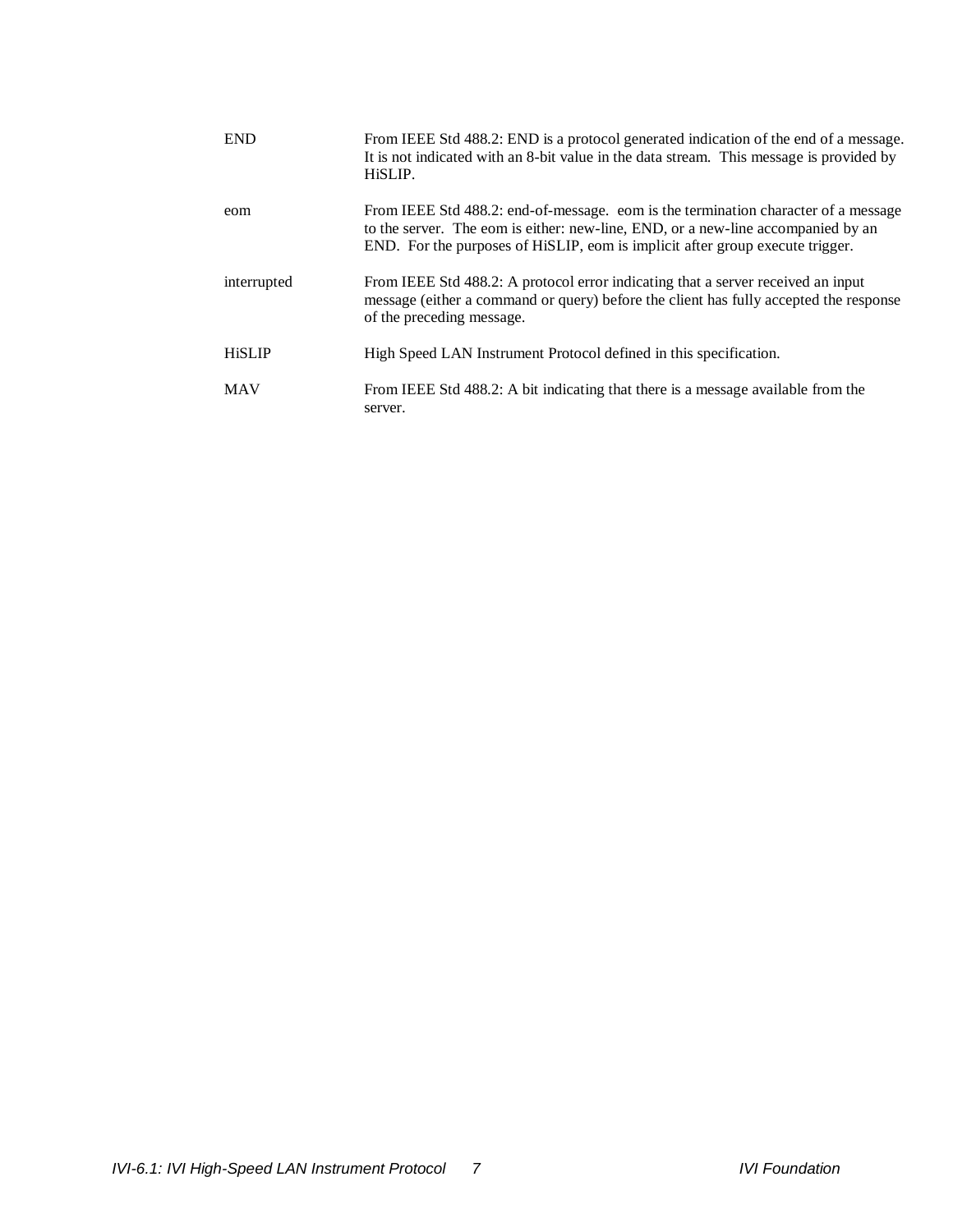| | |
|---|---|
| END | From IEEE Std 488.2: END is a protocol generated indication of the end of a message. It is not indicated with an 8-bit value in the data stream. This message is provided by HiSLIP. |
| eom | From IEEE Std 488.2: end-of-message. eom is the termination character of a message to the server. The eom is either: new-line, END, or a new-line accompanied by an END. For the purposes of HiSLIP, eom is implicit after group execute trigger. |
| interrupted | From IEEE Std 488.2: A protocol error indicating that a server received an input message (either a command or query) before the client has fully accepted the response of the preceding message. |
| HiSLIP | High Speed LAN Instrument Protocol defined in this specification. |
| MAV | From IEEE Std 488.2: A bit indicating that there is a message available from the server. |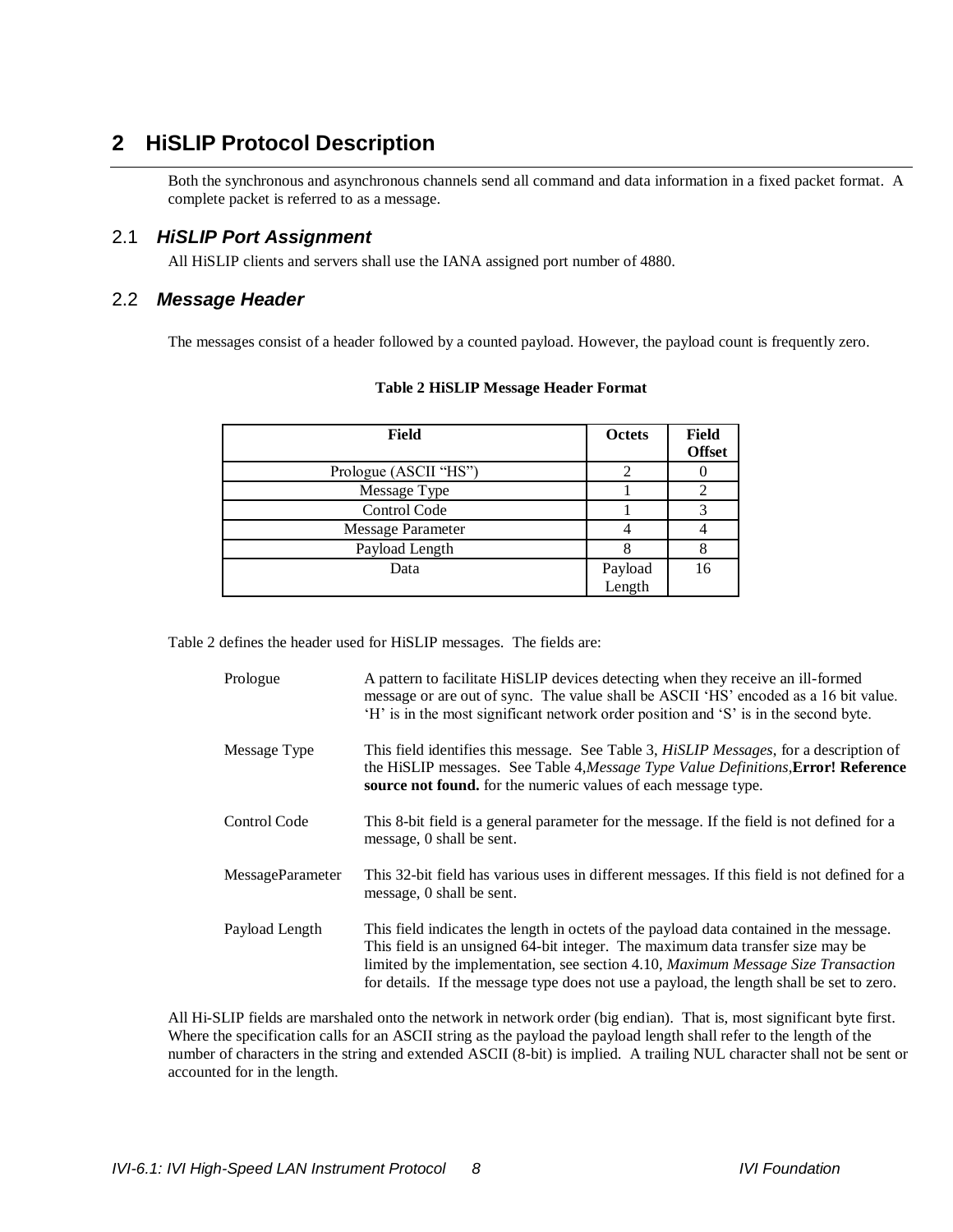# 2 HiSLIP Protocol Description

Both the synchronous and asynchronous channels send all command and data information in a fixed packet format. A complete packet is referred to as a message.

## 2.1 *HiSLIP Port Assignment*

All HiSLIP clients and servers shall use the IANA assigned port number of 4880.

## 2.2 *Message Header*

The messages consist of a header followed by a counted payload. However, the payload count is frequently zero.

**Table 2 HiSLIP Message Header Format**

| Field | Octets | Field Offset |
|---|---|---|
| Prologue (ASCII "HS") | 2 | 0 |
| Message Type | 1 | 2 |
| Control Code | 1 | 3 |
| Message Parameter | 4 | 4 |
| Payload Length | 8 | 8 |
| Data | Payload Length | 16 |

Table 2 defines the header used for HiSLIP messages. The fields are:

Prologue
: A pattern to facilitate HiSLIP devices detecting when they receive an ill-formed message or are out of sync. The value shall be ASCII 'HS' encoded as a 16 bit value. 'H' is in the most significant network order position and 'S' is in the second byte.

Message Type
: This field identifies this message. See Table 3, *HiSLIP Messages*, for a description of the HiSLIP messages. See Table 4,*Message Type Value Definitions*,**Error! Reference source not found.** for the numeric values of each message type.

Control Code
: This 8-bit field is a general parameter for the message. If the field is not defined for a message, 0 shall be sent.

MessageParameter
: This 32-bit field has various uses in different messages. If this field is not defined for a message, 0 shall be sent.

Payload Length
: This field indicates the length in octets of the payload data contained in the message. This field is an unsigned 64-bit integer. The maximum data transfer size may be limited by the implementation, see section 4.10, *Maximum Message Size Transaction* for details. If the message type does not use a payload, the length shall be set to zero.

All Hi-SLIP fields are marshaled onto the network in network order (big endian). That is, most significant byte first. Where the specification calls for an ASCII string as the payload the payload length shall refer to the length of the number of characters in the string and extended ASCII (8-bit) is implied. A trailing NUL character shall not be sent or accounted for in the length.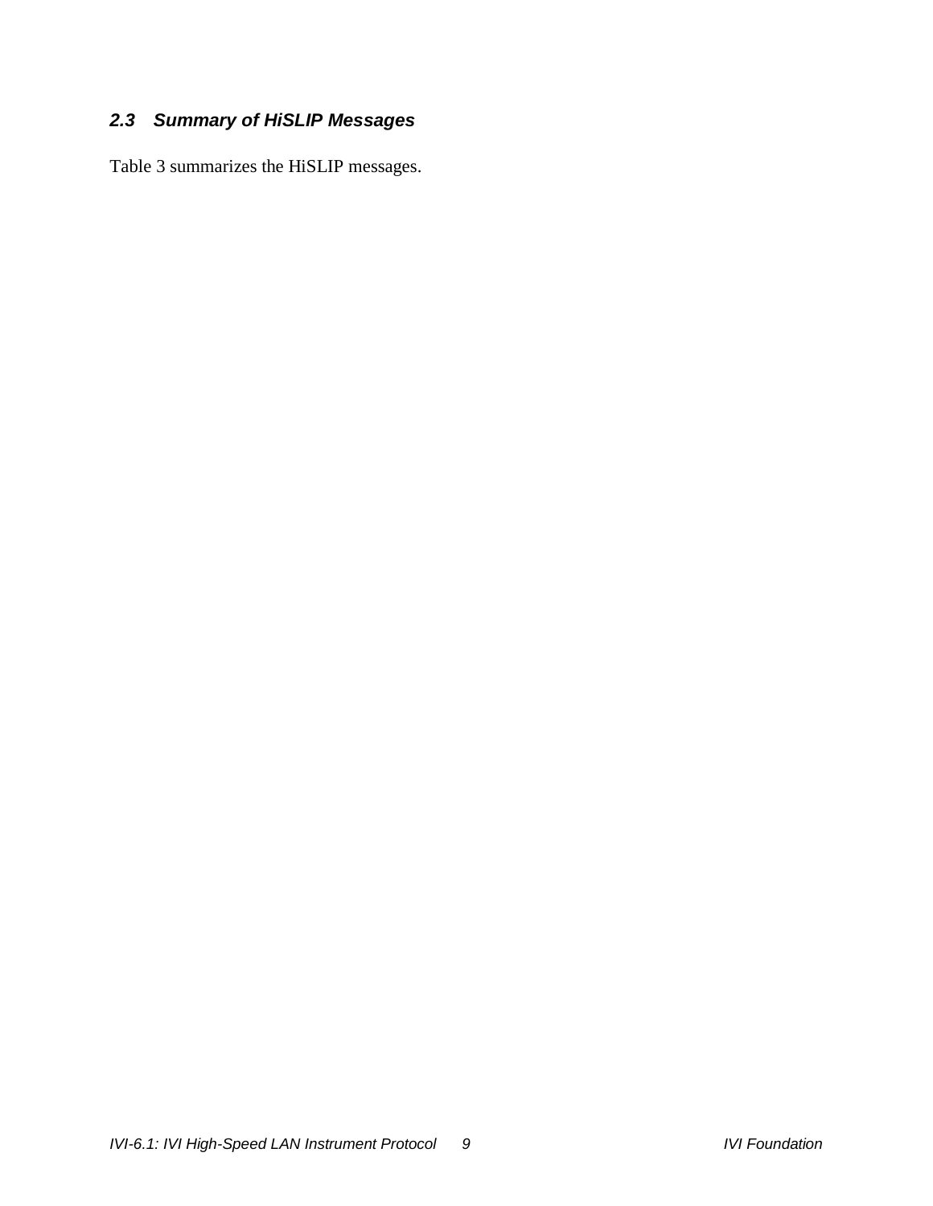### 2.3 Summary of HiSLIP Messages

Table 3 summarizes the HiSLIP messages.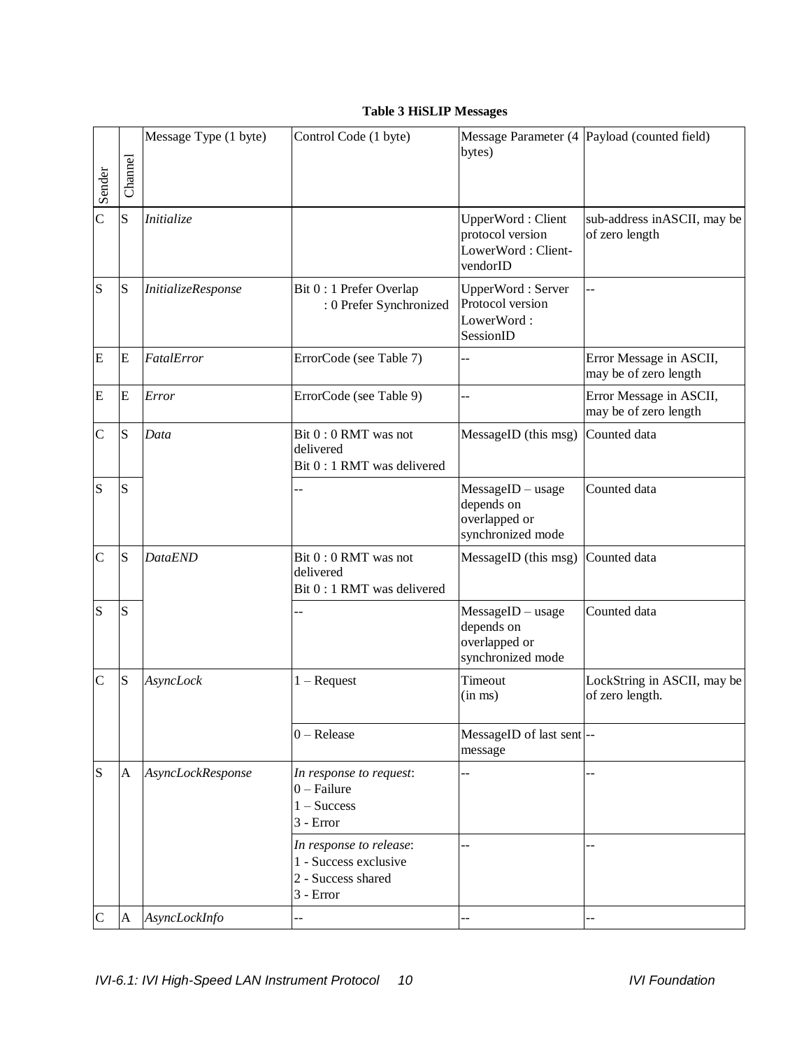**Table 3 HiSLIP Messages**

| Sender | Channel | Message Type (1 byte) | Control Code (1 byte) | Message Parameter (4 bytes) | Payload (counted field) |
|---|---|---|---|---|---|
| C | S | *Initialize* | | UpperWord : Client protocol version LowerWord : Client-vendorID | sub-address inASCII, may be of zero length |
| S | S | *InitializeResponse* | Bit 0 : 1 Prefer Overlap<br>: 0 Prefer Synchronized | UpperWord : Server Protocol version LowerWord : SessionID | -- |
| E | E | *FatalError* | ErrorCode (see Table 7) | -- | Error Message in ASCII, may be of zero length |
| E | E | *Error* | ErrorCode (see Table 9) | -- | Error Message in ASCII, may be of zero length |
| C | S | *Data* | Bit 0 : 0 RMT was not delivered<br>Bit 0 : 1 RMT was delivered | MessageID (this msg) | Counted data |
| S | S | | -- | MessageID – usage depends on overlapped or synchronized mode | Counted data |
| C | S | *DataEND* | Bit 0 : 0 RMT was not delivered<br>Bit 0 : 1 RMT was delivered | MessageID (this msg) | Counted data |
| S | S | | -- | MessageID – usage depends on overlapped or synchronized mode | Counted data |
| C | S | *AsyncLock* | 1 – Request | Timeout (in ms) | LockString in ASCII, may be of zero length. |
| | | | 0 – Release | MessageID of last sent message | -- |
| S | A | *AsyncLockResponse* | *In response to request*:<br>0 – Failure<br>1 – Success<br>3 - Error | -- | -- |
| | | | *In response to release*:<br>1 - Success exclusive<br>2 - Success shared<br>3 - Error | -- | -- |
| C | A | *AsyncLockInfo* | -- | -- | -- |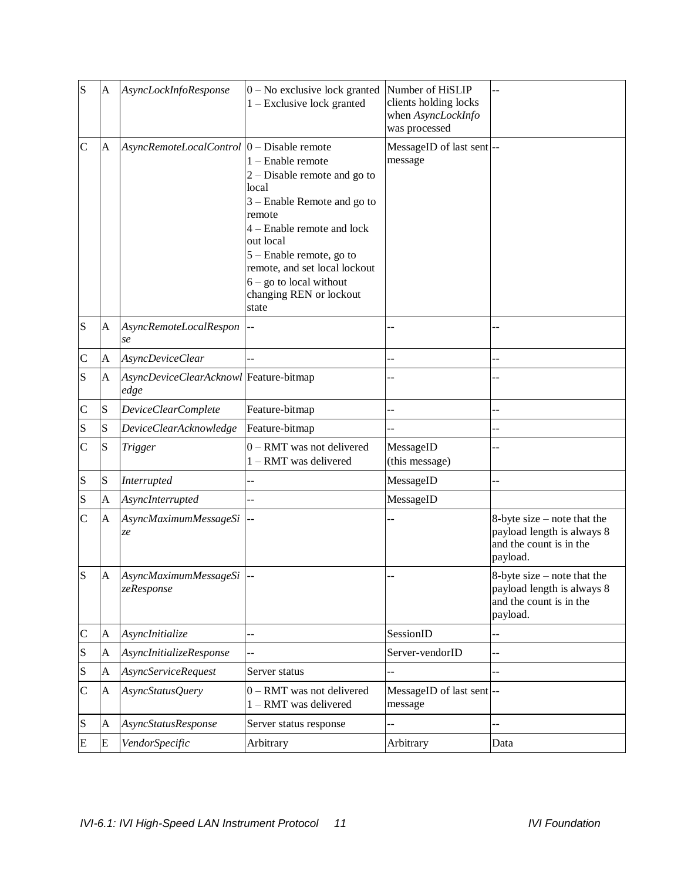| | | | | | |
|---|---|---|---|---|---|
| S | A | *AsyncLockInfoResponse* | 0 – No exclusive lock granted<br>1 – Exclusive lock granted | Number of HiSLIP clients holding locks when *AsyncLockInfo* was processed | -- |
| C | A | *AsyncRemoteLocalControl* | 0 – Disable remote<br>1 – Enable remote<br>2 – Disable remote and go to local<br>3 – Enable Remote and go to remote<br>4 – Enable remote and lock out local<br>5 – Enable remote, go to remote, and set local lockout<br>6 – go to local without changing REN or lockout state | MessageID of last sent message | -- |
| S | A | *AsyncRemoteLocalResponse* | -- | -- | -- |
| C | A | *AsyncDeviceClear* | -- | -- | -- |
| S | A | *AsyncDeviceClearAcknowledge* | Feature-bitmap | -- | -- |
| C | S | *DeviceClearComplete* | Feature-bitmap | -- | -- |
| S | S | *DeviceClearAcknowledge* | Feature-bitmap | -- | -- |
| C | S | *Trigger* | 0 – RMT was not delivered<br>1 – RMT was delivered | MessageID (this message) | -- |
| S | S | *Interrupted* | -- | MessageID | -- |
| S | A | *AsyncInterrupted* | -- | MessageID | |
| C | A | *AsyncMaximumMessageSize* | -- | -- | 8-byte size – note that the payload length is always 8 and the count is in the payload. |
| S | A | *AsyncMaximumMessageSizeResponse* | -- | -- | 8-byte size – note that the payload length is always 8 and the count is in the payload. |
| C | A | *AsyncInitialize* | -- | SessionID | -- |
| S | A | *AsyncInitializeResponse* | -- | Server-vendorID | -- |
| S | A | *AsyncServiceRequest* | Server status | -- | -- |
| C | A | *AsyncStatusQuery* | 0 – RMT was not delivered<br>1 – RMT was delivered | MessageID of last sent message | -- |
| S | A | *AsyncStatusResponse* | Server status response | -- | -- |
| E | E | *VendorSpecific* | Arbitrary | Arbitrary | Data |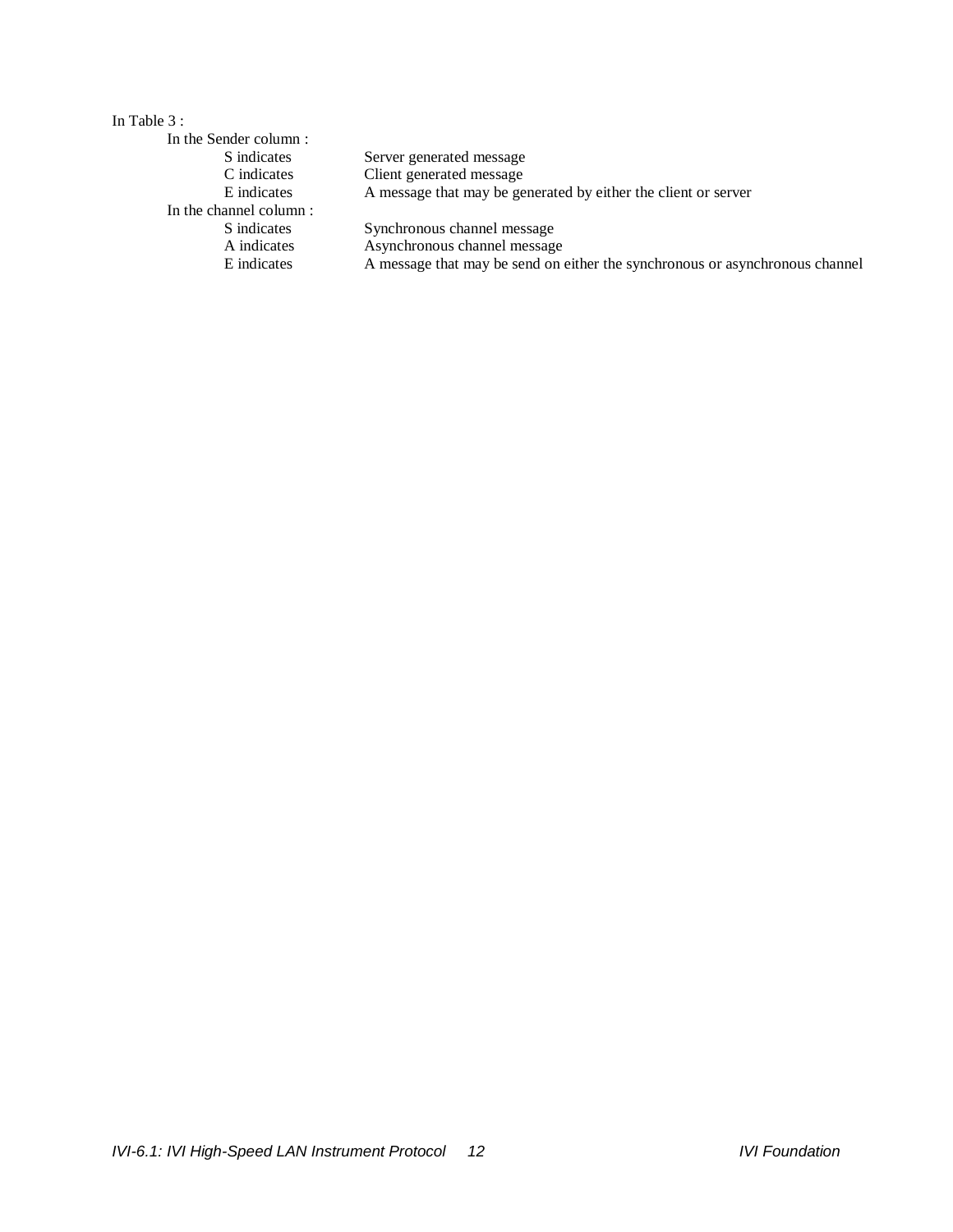In Table 3 :

In the Sender column :

| | |
|---|---|
| S indicates | Server generated message |
| C indicates | Client generated message |
| E indicates | A message that may be generated by either the client or server |

In the channel column :

| | |
|---|---|
| S indicates | Synchronous channel message |
| A indicates | Asynchronous channel message |
| E indicates | A message that may be send on either the synchronous or asynchronous channel |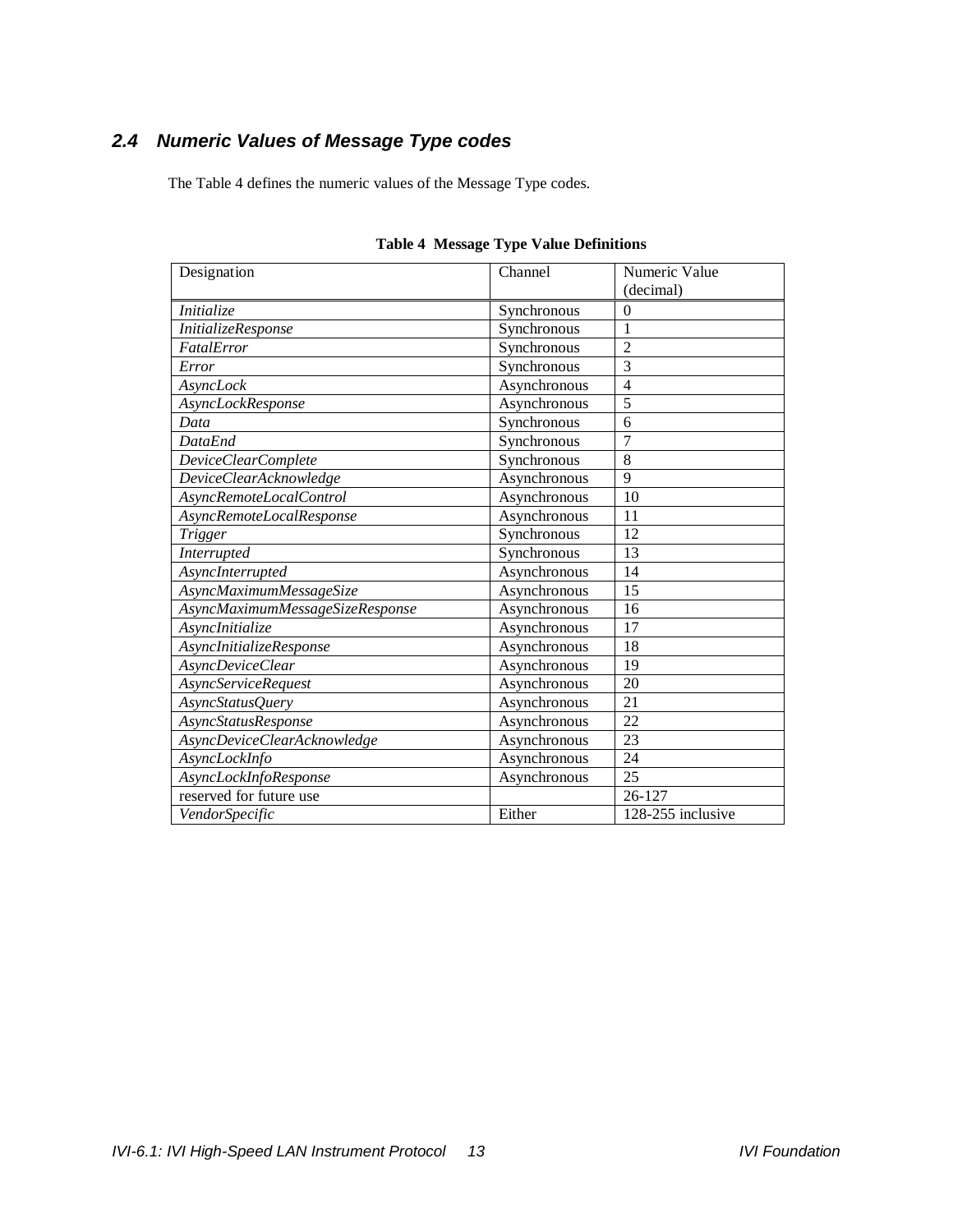## 2.4 Numeric Values of Message Type codes

The Table 4 defines the numeric values of the Message Type codes.

**Table 4 Message Type Value Definitions**

| Designation | Channel | Numeric Value (decimal) |
|---|---|---|
| *Initialize* | Synchronous | 0 |
| *InitializeResponse* | Synchronous | 1 |
| *FatalError* | Synchronous | 2 |
| *Error* | Synchronous | 3 |
| *AsyncLock* | Asynchronous | 4 |
| *AsyncLockResponse* | Asynchronous | 5 |
| *Data* | Synchronous | 6 |
| *DataEnd* | Synchronous | 7 |
| *DeviceClearComplete* | Synchronous | 8 |
| *DeviceClearAcknowledge* | Asynchronous | 9 |
| *AsyncRemoteLocalControl* | Asynchronous | 10 |
| *AsyncRemoteLocalResponse* | Asynchronous | 11 |
| *Trigger* | Synchronous | 12 |
| *Interrupted* | Synchronous | 13 |
| *AsyncInterrupted* | Asynchronous | 14 |
| *AsyncMaximumMessageSize* | Asynchronous | 15 |
| *AsyncMaximumMessageSizeResponse* | Asynchronous | 16 |
| *AsyncInitialize* | Asynchronous | 17 |
| *AsyncInitializeResponse* | Asynchronous | 18 |
| *AsyncDeviceClear* | Asynchronous | 19 |
| *AsyncServiceRequest* | Asynchronous | 20 |
| *AsyncStatusQuery* | Asynchronous | 21 |
| *AsyncStatusResponse* | Asynchronous | 22 |
| *AsyncDeviceClearAcknowledge* | Asynchronous | 23 |
| *AsyncLockInfo* | Asynchronous | 24 |
| *AsyncLockInfoResponse* | Asynchronous | 25 |
| reserved for future use | | 26-127 |
| *VendorSpecific* | Either | 128-255 inclusive |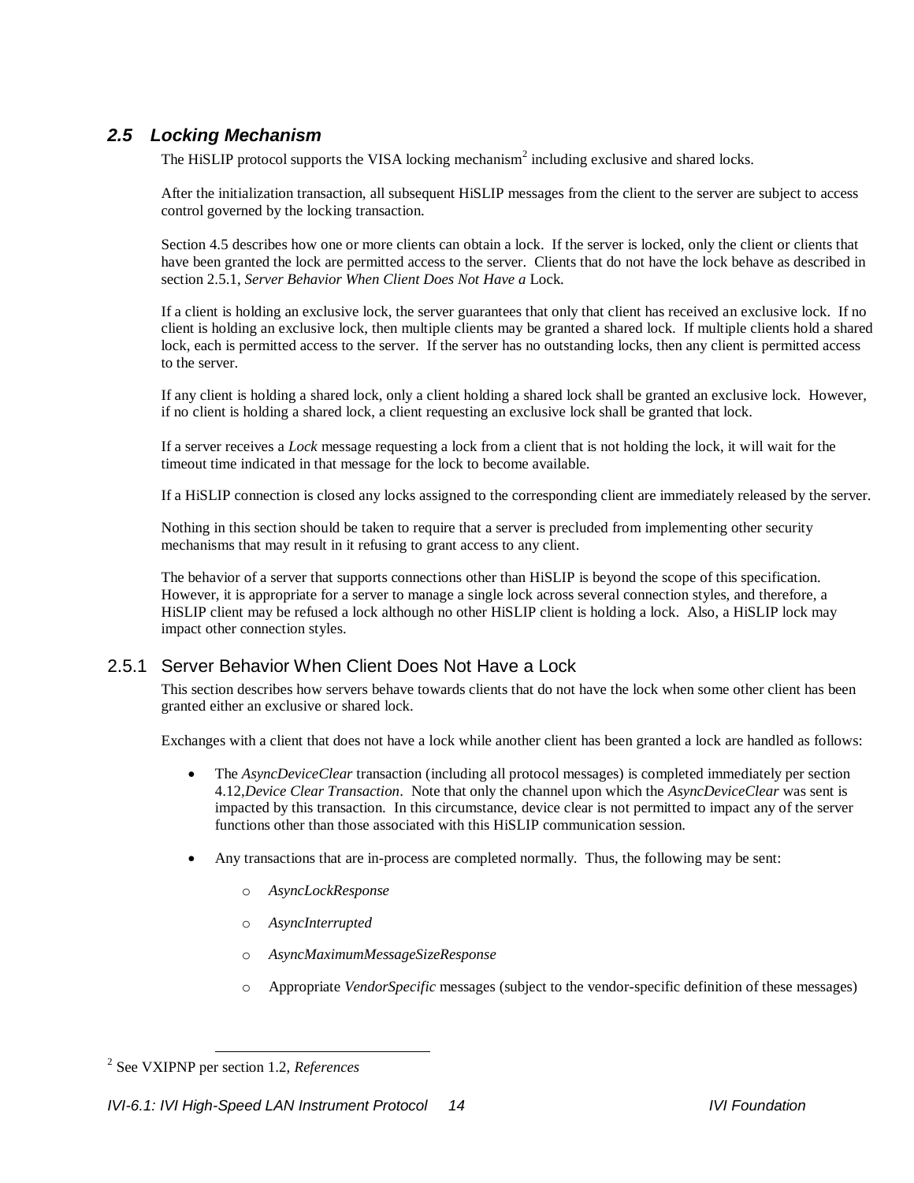## 2.5 Locking Mechanism

The HiSLIP protocol supports the VISA locking mechanism[2] including exclusive and shared locks.

After the initialization transaction, all subsequent HiSLIP messages from the client to the server are subject to access control governed by the locking transaction.

Section 4.5 describes how one or more clients can obtain a lock. If the server is locked, only the client or clients that have been granted the lock are permitted access to the server. Clients that do not have the lock behave as described in section 2.5.1, *Server Behavior When Client Does Not Have a* Lock.

If a client is holding an exclusive lock, the server guarantees that only that client has received an exclusive lock. If no client is holding an exclusive lock, then multiple clients may be granted a shared lock. If multiple clients hold a shared lock, each is permitted access to the server. If the server has no outstanding locks, then any client is permitted access to the server.

If any client is holding a shared lock, only a client holding a shared lock shall be granted an exclusive lock. However, if no client is holding a shared lock, a client requesting an exclusive lock shall be granted that lock.

If a server receives a *Lock* message requesting a lock from a client that is not holding the lock, it will wait for the timeout time indicated in that message for the lock to become available.

If a HiSLIP connection is closed any locks assigned to the corresponding client are immediately released by the server.

Nothing in this section should be taken to require that a server is precluded from implementing other security mechanisms that may result in it refusing to grant access to any client.

The behavior of a server that supports connections other than HiSLIP is beyond the scope of this specification. However, it is appropriate for a server to manage a single lock across several connection styles, and therefore, a HiSLIP client may be refused a lock although no other HiSLIP client is holding a lock. Also, a HiSLIP lock may impact other connection styles.

### 2.5.1 Server Behavior When Client Does Not Have a Lock

This section describes how servers behave towards clients that do not have the lock when some other client has been granted either an exclusive or shared lock.

Exchanges with a client that does not have a lock while another client has been granted a lock are handled as follows:

- The *AsyncDeviceClear* transaction (including all protocol messages) is completed immediately per section 4.12,*Device Clear Transaction*. Note that only the channel upon which the *AsyncDeviceClear* was sent is impacted by this transaction. In this circumstance, device clear is not permitted to impact any of the server functions other than those associated with this HiSLIP communication session.
- Any transactions that are in-process are completed normally. Thus, the following may be sent:
  - *AsyncLockResponse*
  - *AsyncInterrupted*
  - *AsyncMaximumMessageSizeResponse*
  - Appropriate *VendorSpecific* messages (subject to the vendor-specific definition of these messages)

[2] See VXIPNP per section 1.2, *References*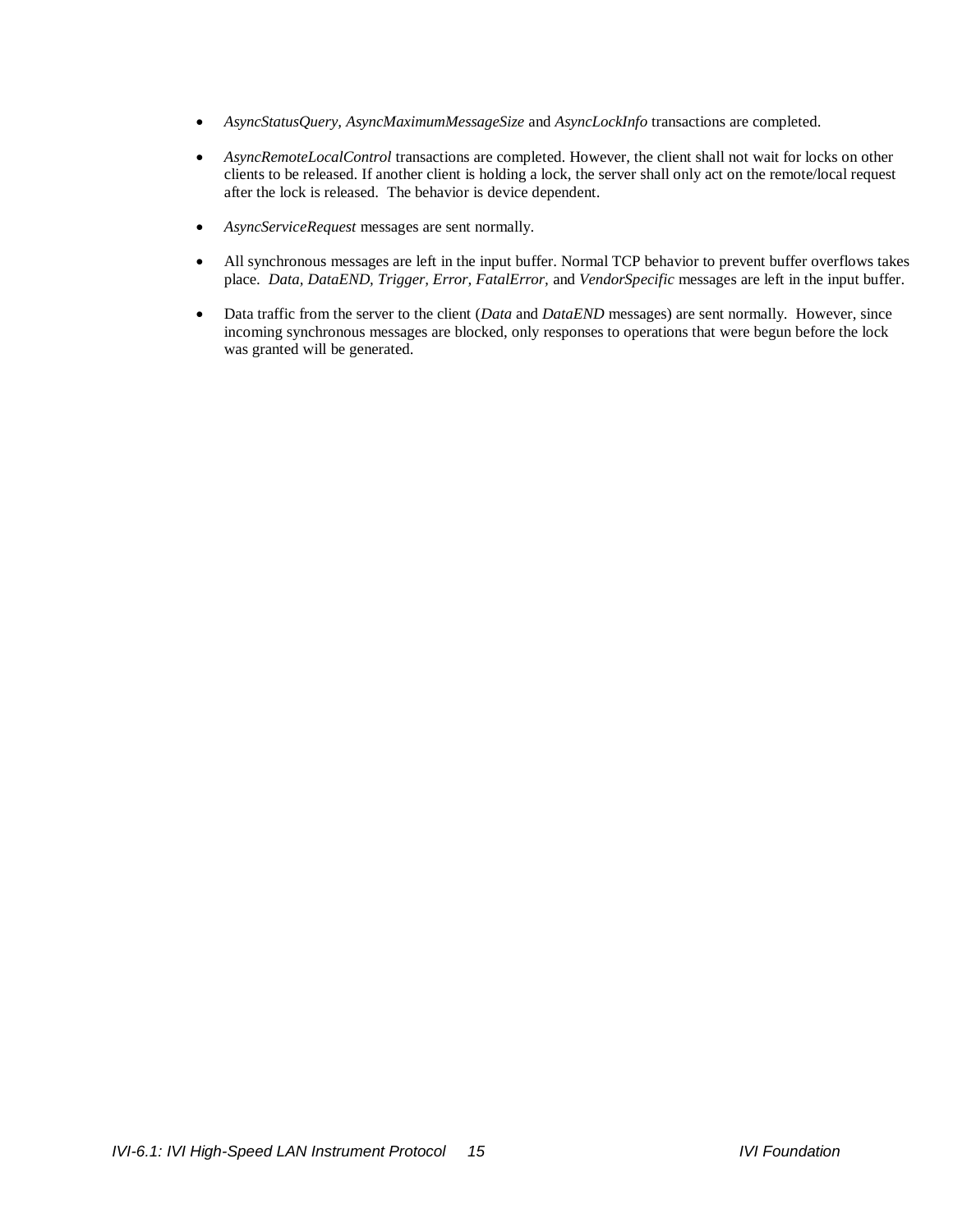- *AsyncStatusQuery, AsyncMaximumMessageSize* and *AsyncLockInfo* transactions are completed.
- *AsyncRemoteLocalControl* transactions are completed. However, the client shall not wait for locks on other clients to be released. If another client is holding a lock, the server shall only act on the remote/local request after the lock is released. The behavior is device dependent.
- *AsyncServiceRequest* messages are sent normally.
- All synchronous messages are left in the input buffer. Normal TCP behavior to prevent buffer overflows takes place. *Data, DataEND, Trigger, Error, FatalError,* and *VendorSpecific* messages are left in the input buffer.
- Data traffic from the server to the client (*Data* and *DataEND* messages) are sent normally. However, since incoming synchronous messages are blocked, only responses to operations that were begun before the lock was granted will be generated.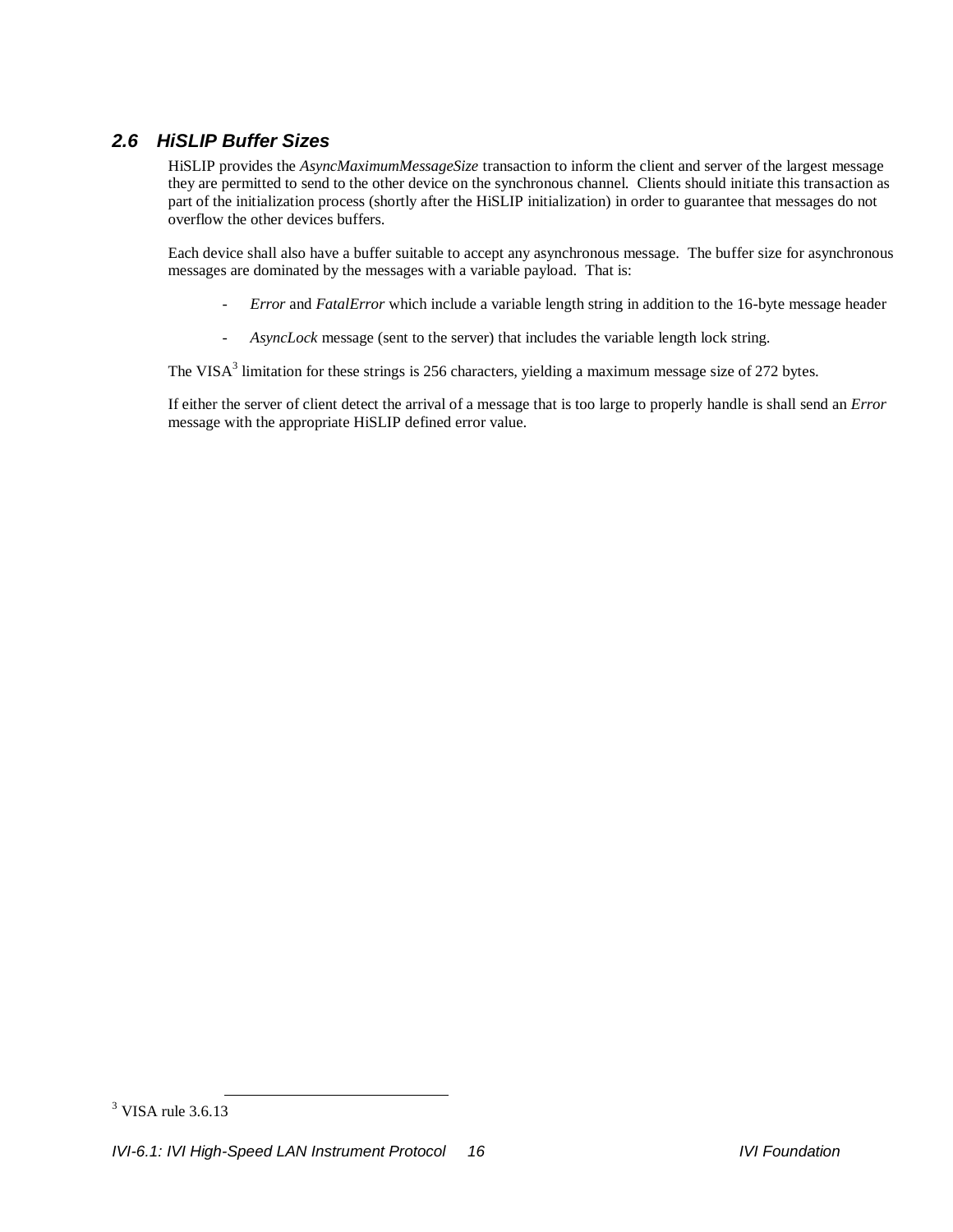## 2.6 HiSLIP Buffer Sizes

HiSLIP provides the *AsyncMaximumMessageSize* transaction to inform the client and server of the largest message they are permitted to send to the other device on the synchronous channel. Clients should initiate this transaction as part of the initialization process (shortly after the HiSLIP initialization) in order to guarantee that messages do not overflow the other devices buffers.

Each device shall also have a buffer suitable to accept any asynchronous message. The buffer size for asynchronous messages are dominated by the messages with a variable payload. That is:

- *Error* and *FatalError* which include a variable length string in addition to the 16-byte message header
- *AsyncLock* message (sent to the server) that includes the variable length lock string.

The VISA[3] limitation for these strings is 256 characters, yielding a maximum message size of 272 bytes.

If either the server of client detect the arrival of a message that is too large to properly handle is shall send an *Error* message with the appropriate HiSLIP defined error value.

[3] VISA rule 3.6.13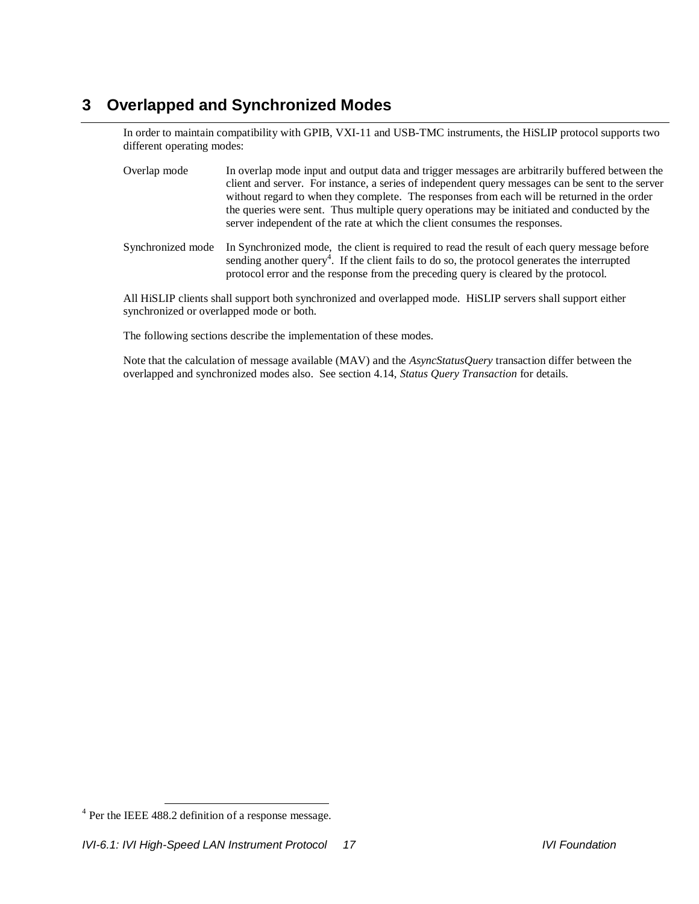# 3 Overlapped and Synchronized Modes

In order to maintain compatibility with GPIB, VXI-11 and USB-TMC instruments, the HiSLIP protocol supports two different operating modes:

| | |
|---|---|
| Overlap mode | In overlap mode input and output data and trigger messages are arbitrarily buffered between the client and server. For instance, a series of independent query messages can be sent to the server without regard to when they complete. The responses from each will be returned in the order the queries were sent. Thus multiple query operations may be initiated and conducted by the server independent of the rate at which the client consumes the responses. |
| Synchronized mode | In Synchronized mode, the client is required to read the result of each query message before sending another query[4]. If the client fails to do so, the protocol generates the interrupted protocol error and the response from the preceding query is cleared by the protocol. |

All HiSLIP clients shall support both synchronized and overlapped mode. HiSLIP servers shall support either synchronized or overlapped mode or both.

The following sections describe the implementation of these modes.

Note that the calculation of message available (MAV) and the *AsyncStatusQuery* transaction differ between the overlapped and synchronized modes also. See section 4.14, *Status Query Transaction* for details.

[4] Per the IEEE 488.2 definition of a response message.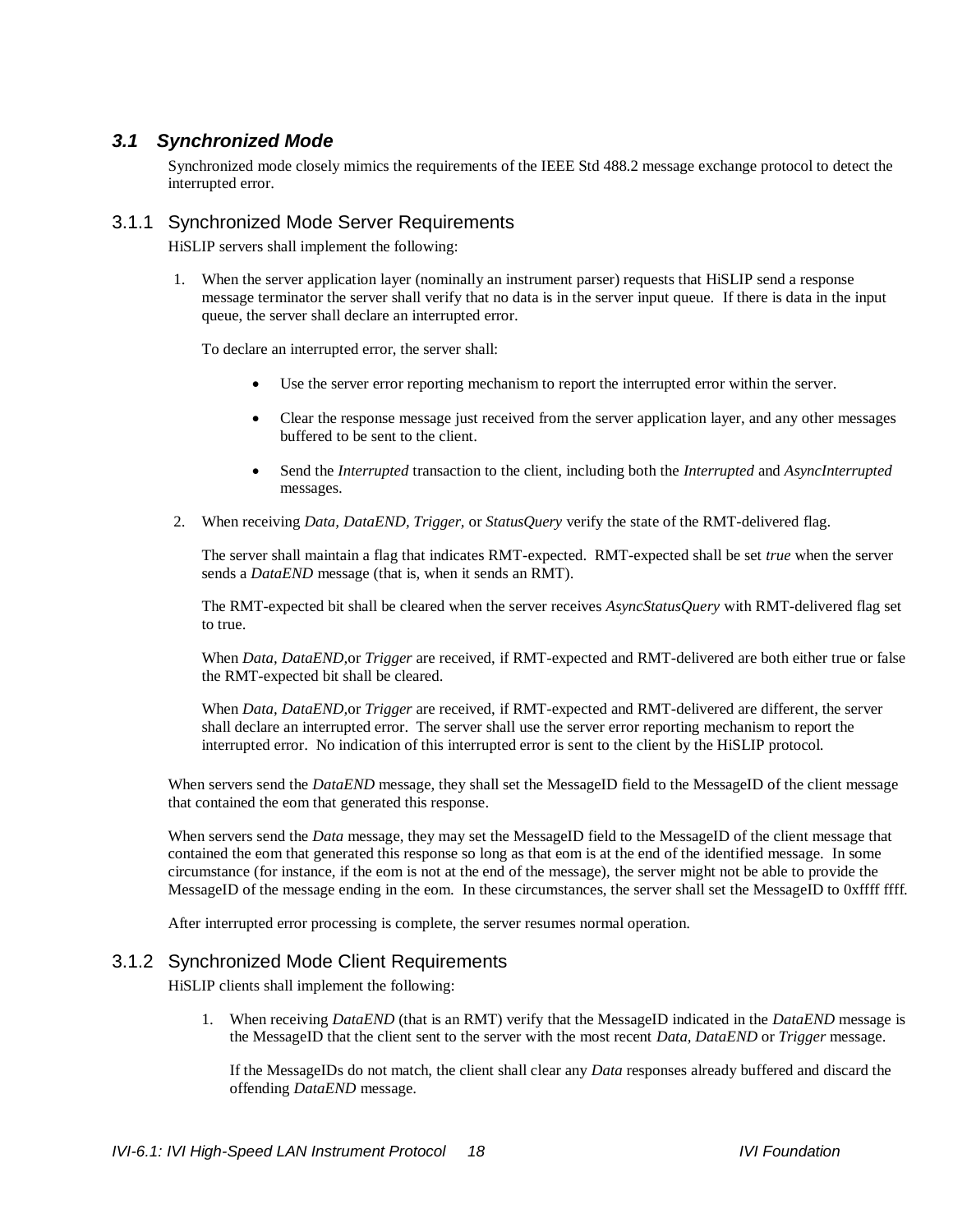## 3.1 Synchronized Mode

Synchronized mode closely mimics the requirements of the IEEE Std 488.2 message exchange protocol to detect the interrupted error.

### 3.1.1 Synchronized Mode Server Requirements

HiSLIP servers shall implement the following:

1. When the server application layer (nominally an instrument parser) requests that HiSLIP send a response message terminator the server shall verify that no data is in the server input queue. If there is data in the input queue, the server shall declare an interrupted error.

   To declare an interrupted error, the server shall:

   - Use the server error reporting mechanism to report the interrupted error within the server.
   - Clear the response message just received from the server application layer, and any other messages buffered to be sent to the client.
   - Send the *Interrupted* transaction to the client, including both the *Interrupted* and *AsyncInterrupted* messages.

2. When receiving *Data, DataEND, Trigger,* or *StatusQuery* verify the state of the RMT-delivered flag.

   The server shall maintain a flag that indicates RMT-expected. RMT-expected shall be set *true* when the server sends a *DataEND* message (that is, when it sends an RMT).

   The RMT-expected bit shall be cleared when the server receives *AsyncStatusQuery* with RMT-delivered flag set to true.

   When *Data, DataEND,*or *Trigger* are received, if RMT-expected and RMT-delivered are both either true or false the RMT-expected bit shall be cleared.

   When *Data, DataEND,*or *Trigger* are received, if RMT-expected and RMT-delivered are different, the server shall declare an interrupted error. The server shall use the server error reporting mechanism to report the interrupted error. No indication of this interrupted error is sent to the client by the HiSLIP protocol.

When servers send the *DataEND* message, they shall set the MessageID field to the MessageID of the client message that contained the eom that generated this response.

When servers send the *Data* message, they may set the MessageID field to the MessageID of the client message that contained the eom that generated this response so long as that eom is at the end of the identified message. In some circumstance (for instance, if the eom is not at the end of the message), the server might not be able to provide the MessageID of the message ending in the eom. In these circumstances, the server shall set the MessageID to 0xffff ffff.

After interrupted error processing is complete, the server resumes normal operation.

### 3.1.2 Synchronized Mode Client Requirements

HiSLIP clients shall implement the following:

1. When receiving *DataEND* (that is an RMT) verify that the MessageID indicated in the *DataEND* message is the MessageID that the client sent to the server with the most recent *Data*, *DataEND* or *Trigger* message.

   If the MessageIDs do not match, the client shall clear any *Data* responses already buffered and discard the offending *DataEND* message.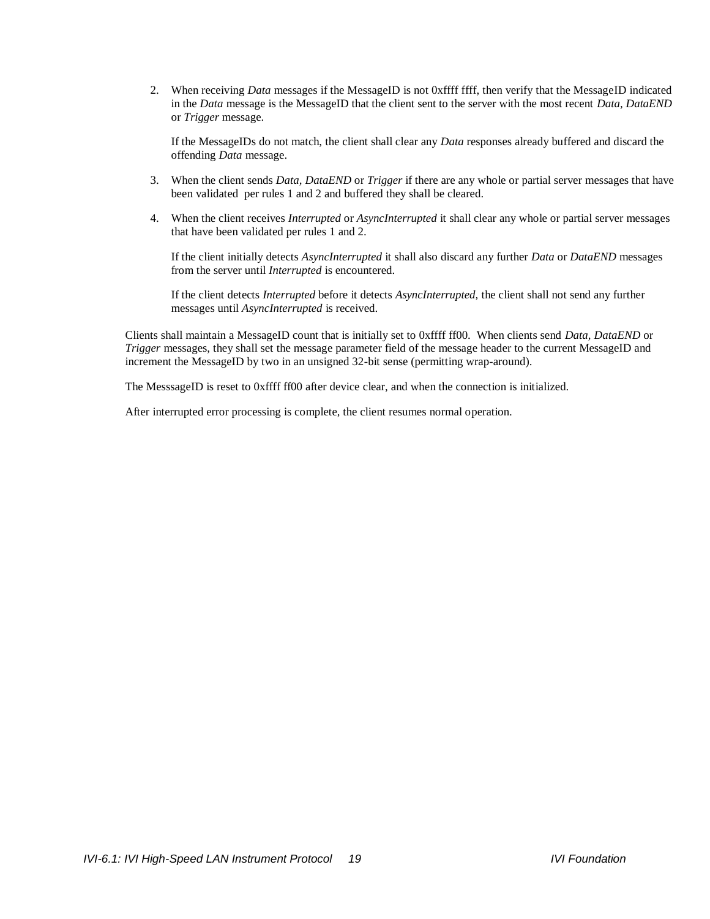2. When receiving *Data* messages if the MessageID is not 0xffff ffff, then verify that the MessageID indicated in the *Data* message is the MessageID that the client sent to the server with the most recent *Data*, *DataEND* or *Trigger* message.

   If the MessageIDs do not match, the client shall clear any *Data* responses already buffered and discard the offending *Data* message.

3. When the client sends *Data*, *DataEND* or *Trigger* if there are any whole or partial server messages that have been validated per rules 1 and 2 and buffered they shall be cleared.

4. When the client receives *Interrupted* or *AsyncInterrupted* it shall clear any whole or partial server messages that have been validated per rules 1 and 2.

   If the client initially detects *AsyncInterrupted* it shall also discard any further *Data* or *DataEND* messages from the server until *Interrupted* is encountered.

   If the client detects *Interrupted* before it detects *AsyncInterrupted*, the client shall not send any further messages until *AsyncInterrupted* is received.

Clients shall maintain a MessageID count that is initially set to 0xffff ff00. When clients send *Data*, *DataEND* or *Trigger* messages, they shall set the message parameter field of the message header to the current MessageID and increment the MessageID by two in an unsigned 32-bit sense (permitting wrap-around).

The MesssageID is reset to 0xffff ff00 after device clear, and when the connection is initialized.

After interrupted error processing is complete, the client resumes normal operation.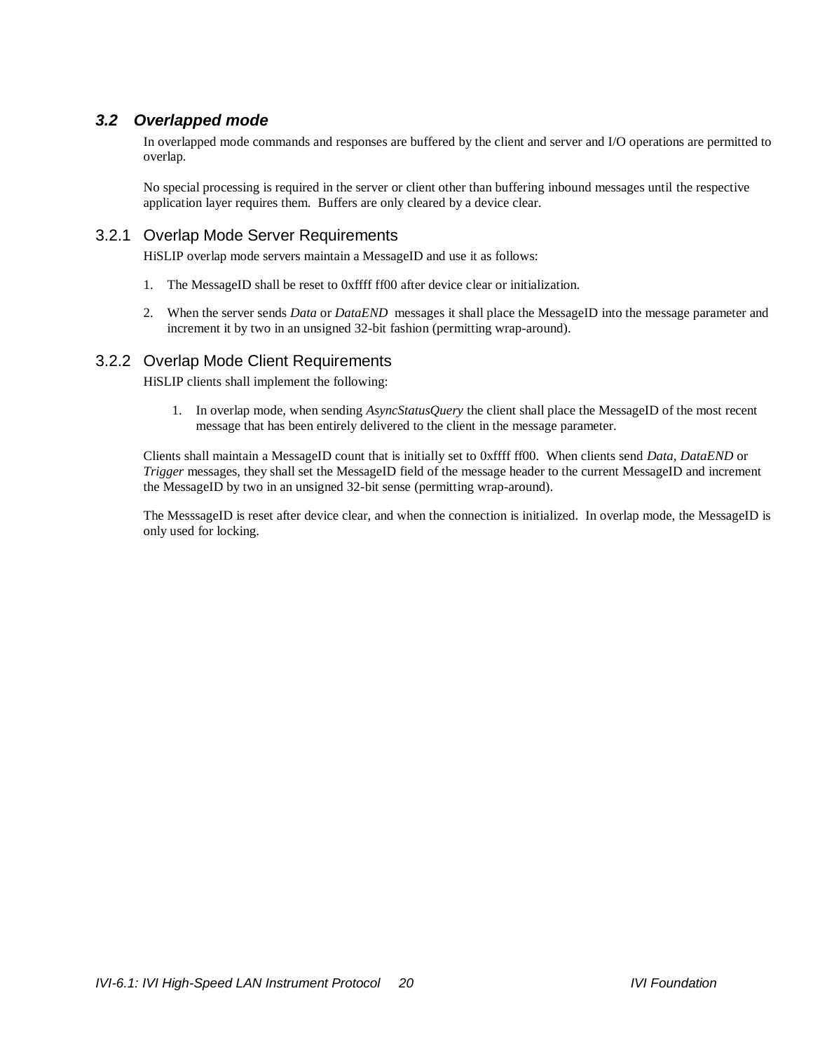## 3.2 Overlapped mode

In overlapped mode commands and responses are buffered by the client and server and I/O operations are permitted to overlap.

No special processing is required in the server or client other than buffering inbound messages until the respective application layer requires them. Buffers are only cleared by a device clear.

### 3.2.1 Overlap Mode Server Requirements

HiSLIP overlap mode servers maintain a MessageID and use it as follows:

1. The MessageID shall be reset to 0xffff ff00 after device clear or initialization.
2. When the server sends *Data* or *DataEND* messages it shall place the MessageID into the message parameter and increment it by two in an unsigned 32-bit fashion (permitting wrap-around).

### 3.2.2 Overlap Mode Client Requirements

HiSLIP clients shall implement the following:

1. In overlap mode, when sending *AsyncStatusQuery* the client shall place the MessageID of the most recent message that has been entirely delivered to the client in the message parameter.

Clients shall maintain a MessageID count that is initially set to 0xffff ff00. When clients send *Data, DataEND* or *Trigger* messages, they shall set the MessageID field of the message header to the current MessageID and increment the MessageID by two in an unsigned 32-bit sense (permitting wrap-around).

The MesssageID is reset after device clear, and when the connection is initialized. In overlap mode, the MessageID is only used for locking.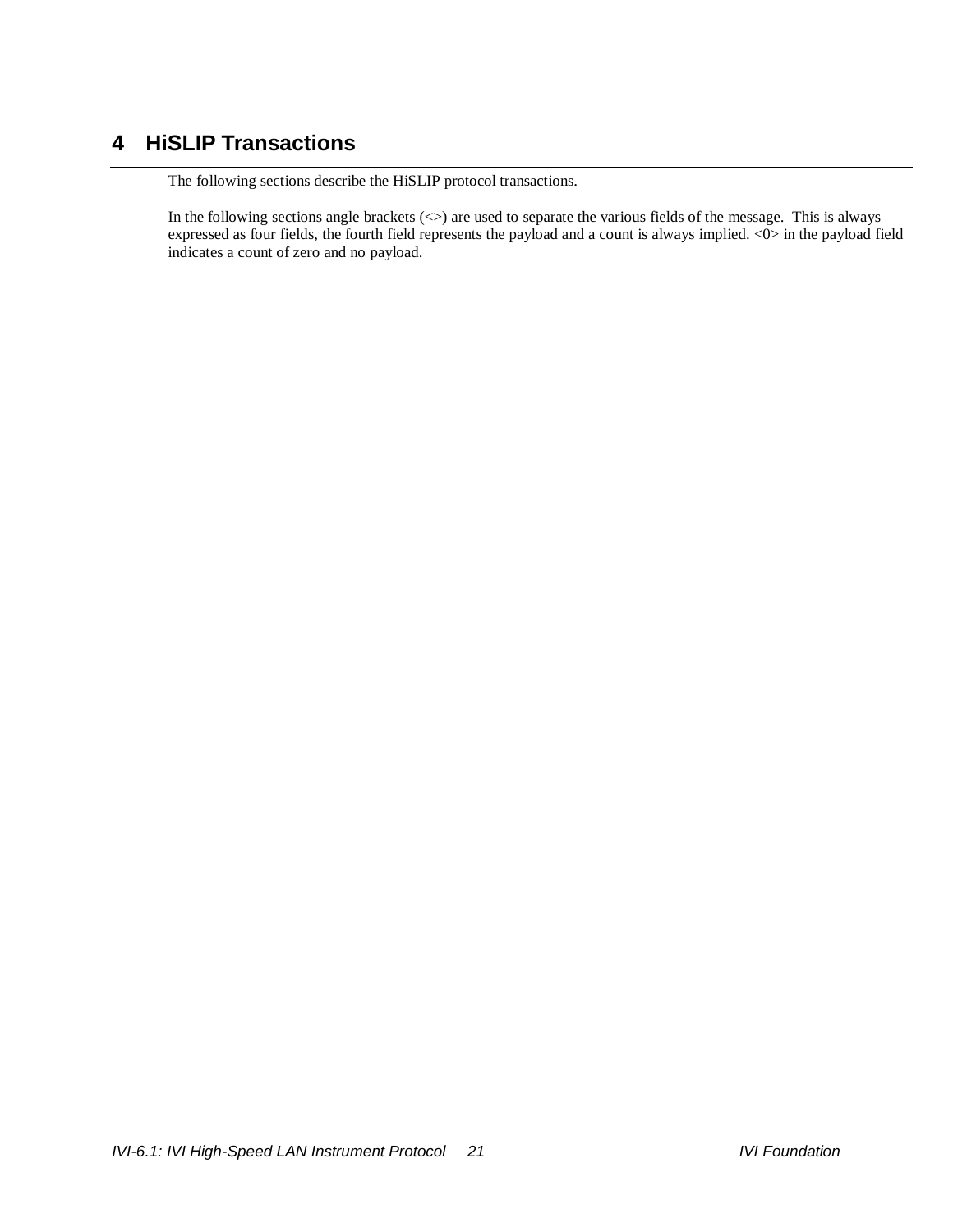# 4 HiSLIP Transactions

The following sections describe the HiSLIP protocol transactions.

In the following sections angle brackets (<>) are used to separate the various fields of the message. This is always expressed as four fields, the fourth field represents the payload and a count is always implied. <0> in the payload field indicates a count of zero and no payload.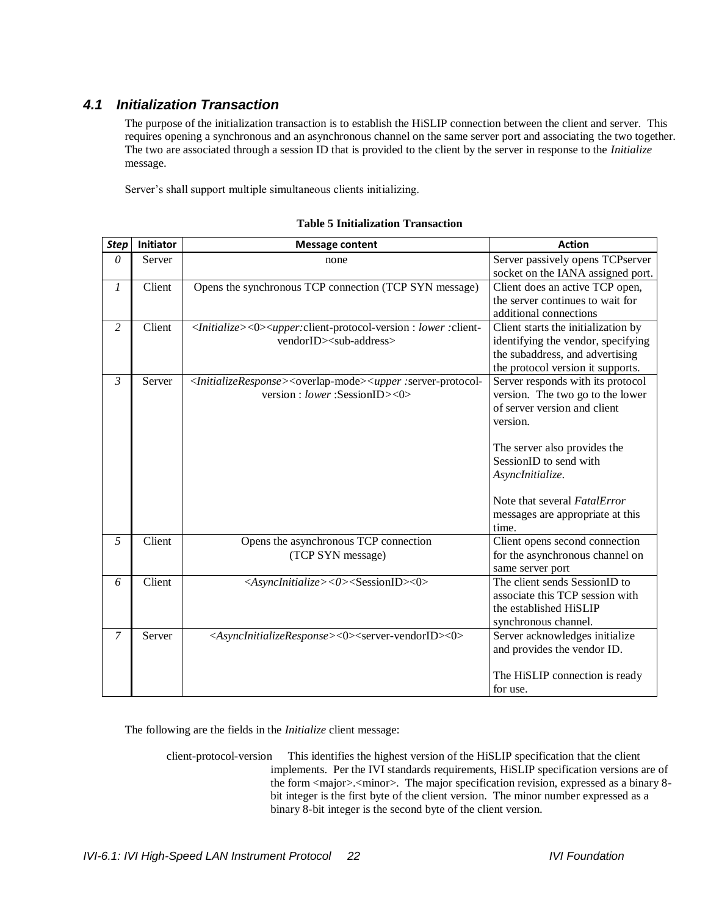### *4.1 Initialization Transaction*

The purpose of the initialization transaction is to establish the HiSLIP connection between the client and server. This requires opening a synchronous and an asynchronous channel on the same server port and associating the two together. The two are associated through a session ID that is provided to the client by the server in response to the *Initialize* message.

Server's shall support multiple simultaneous clients initializing.

**Table 5 Initialization Transaction**

| *Step* | Initiator | Message content | Action |
|---|---|---|---|
| *0* | Server | none | Server passively opens TCPserver socket on the IANA assigned port. |
| *1* | Client | Opens the synchronous TCP connection (TCP SYN message) | Client does an active TCP open, the server continues to wait for additional connections |
| *2* | Client | <*Initialize*><0><*upper:*client-protocol-version : *lower :*client-vendorID><sub-address> | Client starts the initialization by identifying the vendor, specifying the subaddress, and advertising the protocol version it supports. |
| *3* | Server | <*InitializeResponse*><overlap-mode><*upper :*server-protocol-version : *lower* :SessionID><0> | Server responds with its protocol version. The two go to the lower of server version and client version.<br><br>The server also provides the SessionID to send with *AsyncInitialize*.<br><br>Note that several *FatalError* messages are appropriate at this time. |
| *5* | Client | Opens the asynchronous TCP connection (TCP SYN message) | Client opens second connection for the asynchronous channel on same server port |
| *6* | Client | <*AsyncInitialize*><*0*><SessionID><0> | The client sends SessionID to associate this TCP session with the established HiSLIP synchronous channel. |
| *7* | Server | <*AsyncInitializeResponse*><0><server-vendorID><0> | Server acknowledges initialize and provides the vendor ID.<br><br>The HiSLIP connection is ready for use. |

The following are the fields in the *Initialize* client message:

client-protocol-version This identifies the highest version of the HiSLIP specification that the client implements. Per the IVI standards requirements, HiSLIP specification versions are of the form <major>.<minor>. The major specification revision, expressed as a binary 8-bit integer is the first byte of the client version. The minor number expressed as a binary 8-bit integer is the second byte of the client version.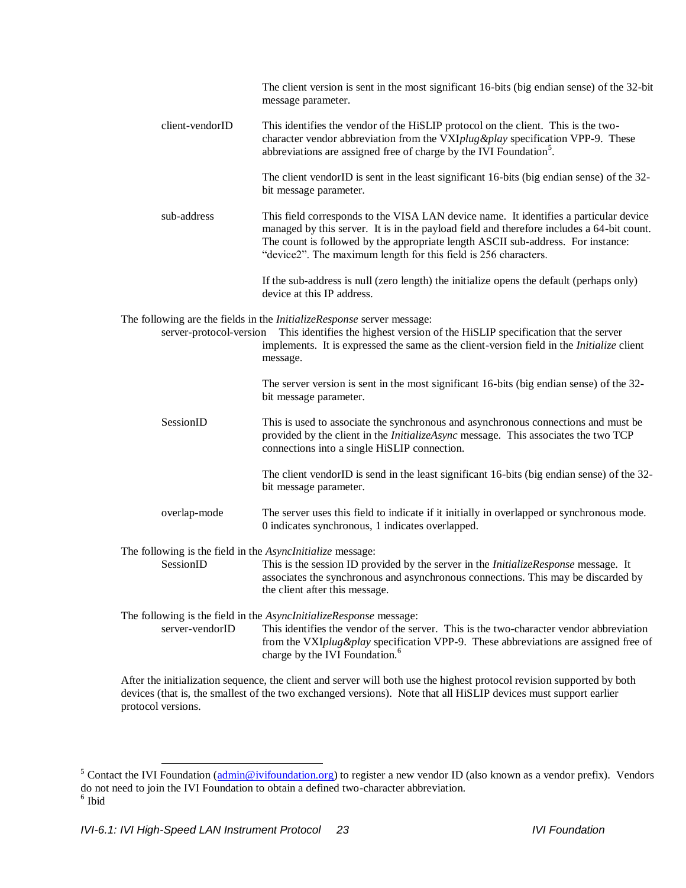The client version is sent in the most significant 16-bits (big endian sense) of the 32-bit message parameter.

client-vendorID — This identifies the vendor of the HiSLIP protocol on the client. This is the two-character vendor abbreviation from the VXI*plug&play* specification VPP-9. These abbreviations are assigned free of charge by the IVI Foundation[5].

The client vendorID is sent in the least significant 16-bits (big endian sense) of the 32-bit message parameter.

sub-address — This field corresponds to the VISA LAN device name. It identifies a particular device managed by this server. It is in the payload field and therefore includes a 64-bit count. The count is followed by the appropriate length ASCII sub-address. For instance: "device2". The maximum length for this field is 256 characters.

If the sub-address is null (zero length) the initialize opens the default (perhaps only) device at this IP address.

The following are the fields in the *InitializeResponse* server message:

server-protocol-version — This identifies the highest version of the HiSLIP specification that the server implements. It is expressed the same as the client-version field in the *Initialize* client message.

The server version is sent in the most significant 16-bits (big endian sense) of the 32-bit message parameter.

SessionID — This is used to associate the synchronous and asynchronous connections and must be provided by the client in the *InitializeAsync* message. This associates the two TCP connections into a single HiSLIP connection.

The client vendorID is send in the least significant 16-bits (big endian sense) of the 32-bit message parameter.

overlap-mode — The server uses this field to indicate if it initially in overlapped or synchronous mode. 0 indicates synchronous, 1 indicates overlapped.

The following is the field in the *AsyncInitialize* message:

SessionID — This is the session ID provided by the server in the *InitializeResponse* message. It associates the synchronous and asynchronous connections. This may be discarded by the client after this message.

The following is the field in the *AsyncInitializeResponse* message:

server-vendorID — This identifies the vendor of the server. This is the two-character vendor abbreviation from the VXI*plug&play* specification VPP-9. These abbreviations are assigned free of charge by the IVI Foundation.[6]

After the initialization sequence, the client and server will both use the highest protocol revision supported by both devices (that is, the smallest of the two exchanged versions). Note that all HiSLIP devices must support earlier protocol versions.

---

[5] Contact the IVI Foundation (admin@ivifoundation.org) to register a new vendor ID (also known as a vendor prefix). Vendors do not need to join the IVI Foundation to obtain a defined two-character abbreviation.

[6] Ibid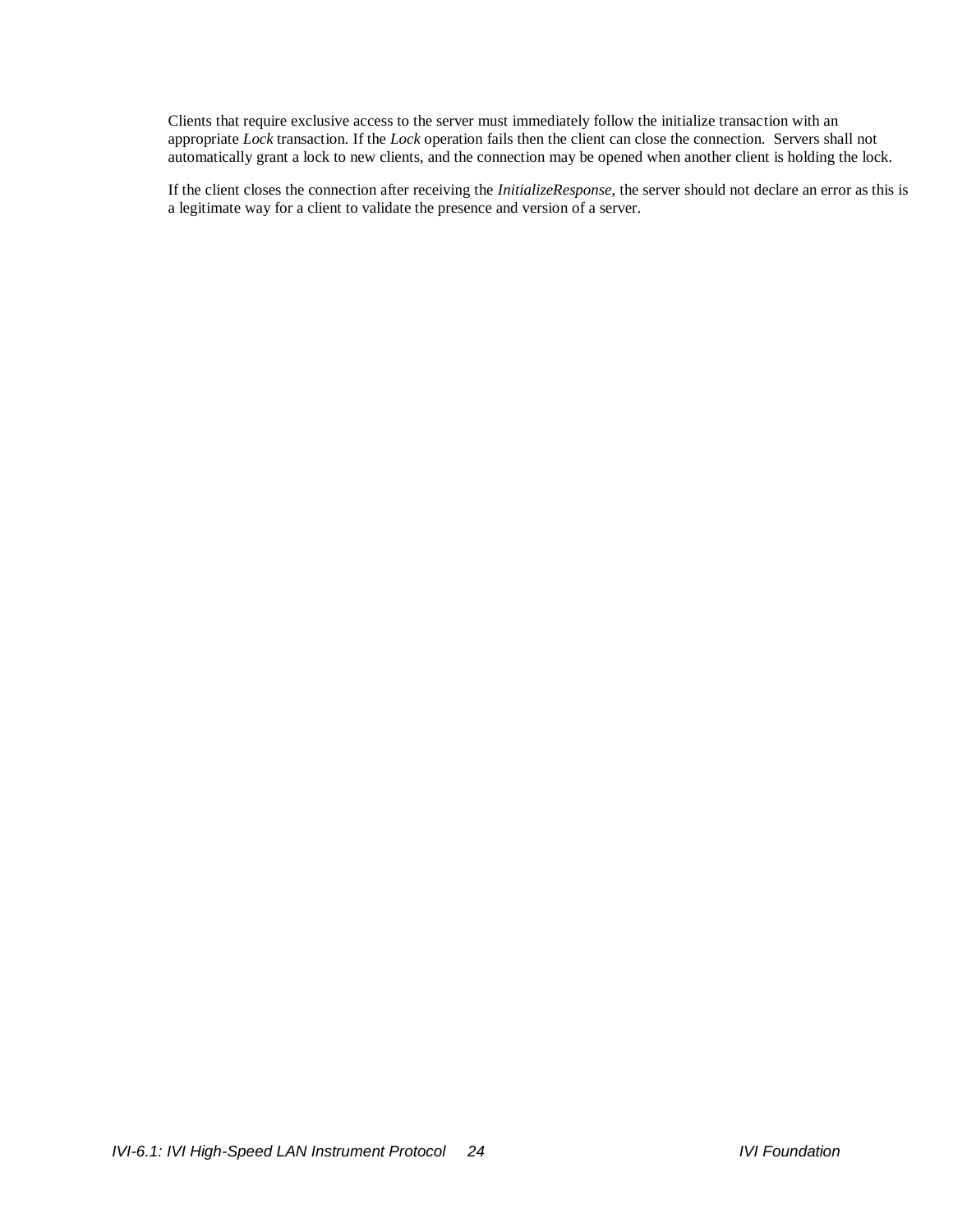Clients that require exclusive access to the server must immediately follow the initialize transaction with an appropriate *Lock* transaction. If the *Lock* operation fails then the client can close the connection. Servers shall not automatically grant a lock to new clients, and the connection may be opened when another client is holding the lock.

If the client closes the connection after receiving the *InitializeResponse*, the server should not declare an error as this is a legitimate way for a client to validate the presence and version of a server.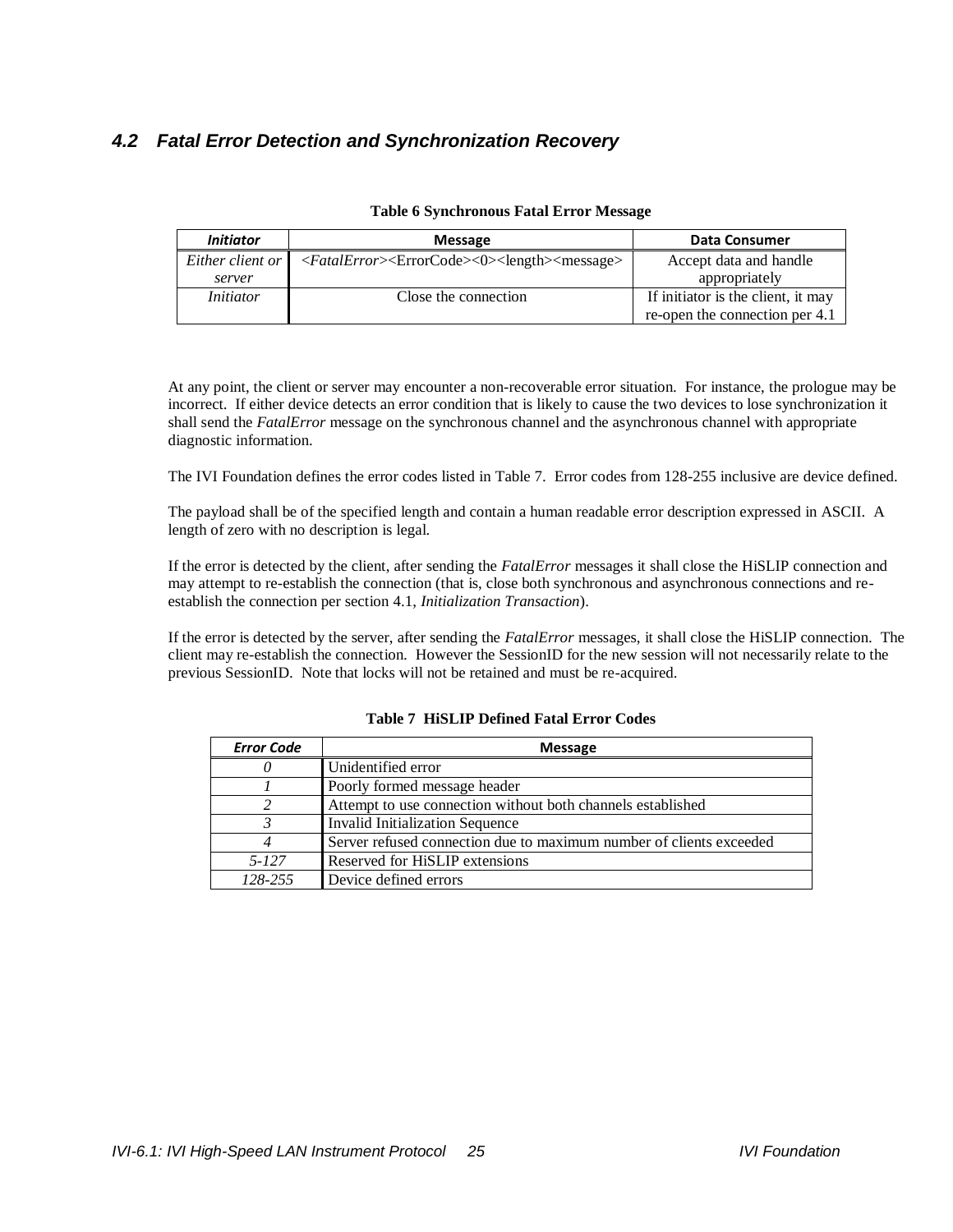## *4.2 Fatal Error Detection and Synchronization Recovery*

**Table 6 Synchronous Fatal Error Message**

| *Initiator* | Message | Data Consumer |
|---|---|---|
| *Either client or server* | <*FatalError*><ErrorCode><0><length><message> | Accept data and handle appropriately |
| *Initiator* | Close the connection | If initiator is the client, it may re-open the connection per 4.1 |

At any point, the client or server may encounter a non-recoverable error situation. For instance, the prologue may be incorrect. If either device detects an error condition that is likely to cause the two devices to lose synchronization it shall send the *FatalError* message on the synchronous channel and the asynchronous channel with appropriate diagnostic information.

The IVI Foundation defines the error codes listed in Table 7. Error codes from 128-255 inclusive are device defined.

The payload shall be of the specified length and contain a human readable error description expressed in ASCII. A length of zero with no description is legal.

If the error is detected by the client, after sending the *FatalError* messages it shall close the HiSLIP connection and may attempt to re-establish the connection (that is, close both synchronous and asynchronous connections and re-establish the connection per section 4.1, *Initialization Transaction*).

If the error is detected by the server, after sending the *FatalError* messages, it shall close the HiSLIP connection. The client may re-establish the connection. However the SessionID for the new session will not necessarily relate to the previous SessionID. Note that locks will not be retained and must be re-acquired.

**Table 7 HiSLIP Defined Fatal Error Codes**

| *Error Code* | Message |
|---|---|
| *0* | Unidentified error |
| *1* | Poorly formed message header |
| *2* | Attempt to use connection without both channels established |
| *3* | Invalid Initialization Sequence |
| *4* | Server refused connection due to maximum number of clients exceeded |
| *5-127* | Reserved for HiSLIP extensions |
| *128-255* | Device defined errors |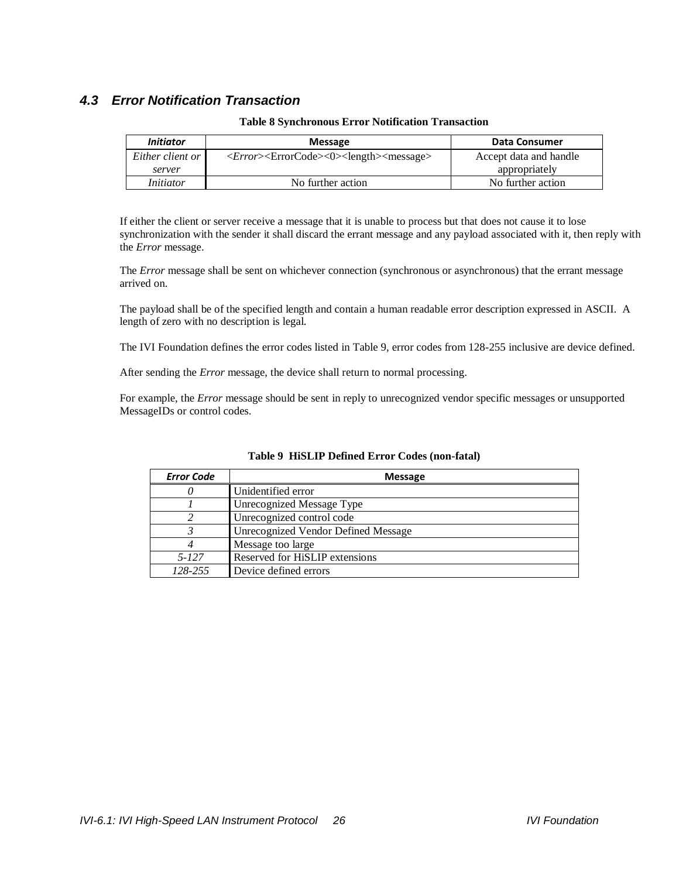### *4.3 Error Notification Transaction*

**Table 8 Synchronous Error Notification Transaction**

| *Initiator* | Message | Data Consumer |
|---|---|---|
| *Either client or server* | <*Error*><ErrorCode><0><length><message> | Accept data and handle appropriately |
| *Initiator* | No further action | No further action |

If either the client or server receive a message that it is unable to process but that does not cause it to lose synchronization with the sender it shall discard the errant message and any payload associated with it, then reply with the *Error* message.

The *Error* message shall be sent on whichever connection (synchronous or asynchronous) that the errant message arrived on.

The payload shall be of the specified length and contain a human readable error description expressed in ASCII. A length of zero with no description is legal.

The IVI Foundation defines the error codes listed in Table 9, error codes from 128-255 inclusive are device defined.

After sending the *Error* message, the device shall return to normal processing.

For example, the *Error* message should be sent in reply to unrecognized vendor specific messages or unsupported MessageIDs or control codes.

**Table 9 HiSLIP Defined Error Codes (non-fatal)**

| *Error Code* | Message |
|---|---|
| *0* | Unidentified error |
| *1* | Unrecognized Message Type |
| *2* | Unrecognized control code |
| *3* | Unrecognized Vendor Defined Message |
| *4* | Message too large |
| *5-127* | Reserved for HiSLIP extensions |
| *128-255* | Device defined errors |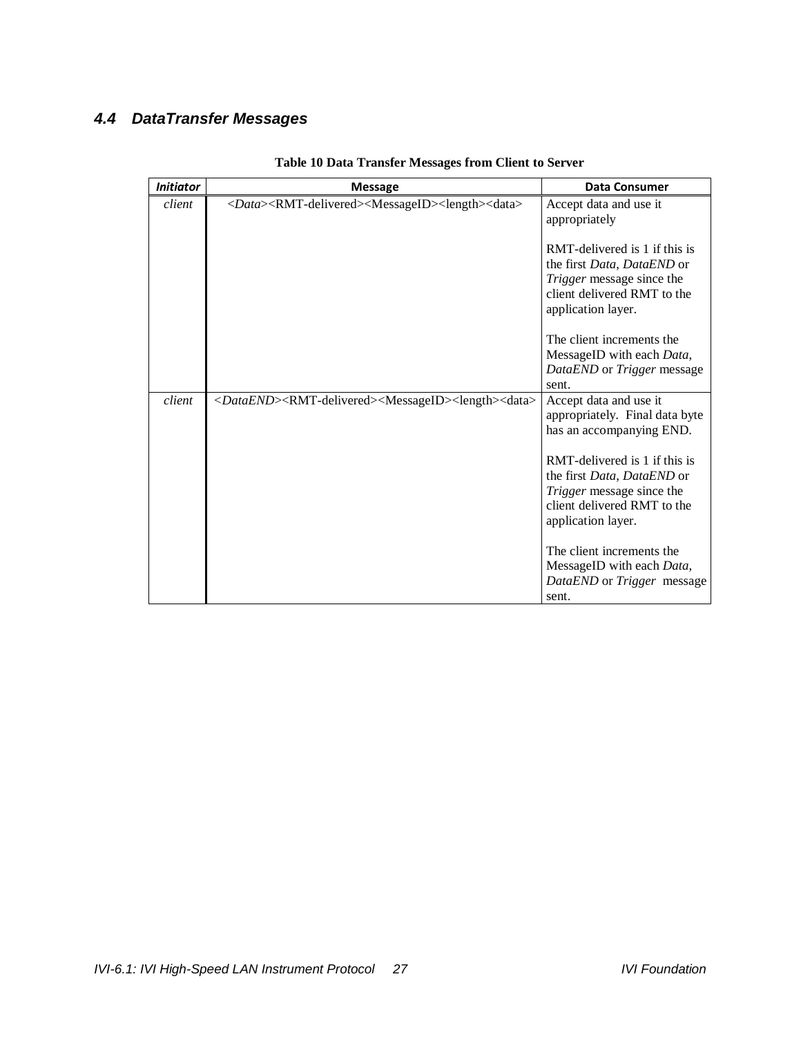### 4.4 DataTransfer Messages

**Table 10 Data Transfer Messages from Client to Server**

| *Initiator* | Message | Data Consumer |
|---|---|---|
| *client* | <*Data*><RMT-delivered><MessageID><length><data> | Accept data and use it appropriately<br><br>RMT-delivered is 1 if this is the first *Data*, *DataEND* or *Trigger* message since the client delivered RMT to the application layer.<br><br>The client increments the MessageID with each *Data*, *DataEND* or *Trigger* message sent. |
| *client* | <*DataEND*><RMT-delivered><MessageID><length><data> | Accept data and use it appropriately. Final data byte has an accompanying END.<br><br>RMT-delivered is 1 if this is the first *Data*, *DataEND* or *Trigger* message since the client delivered RMT to the application layer.<br><br>The client increments the MessageID with each *Data*, *DataEND* or *Trigger* message sent. |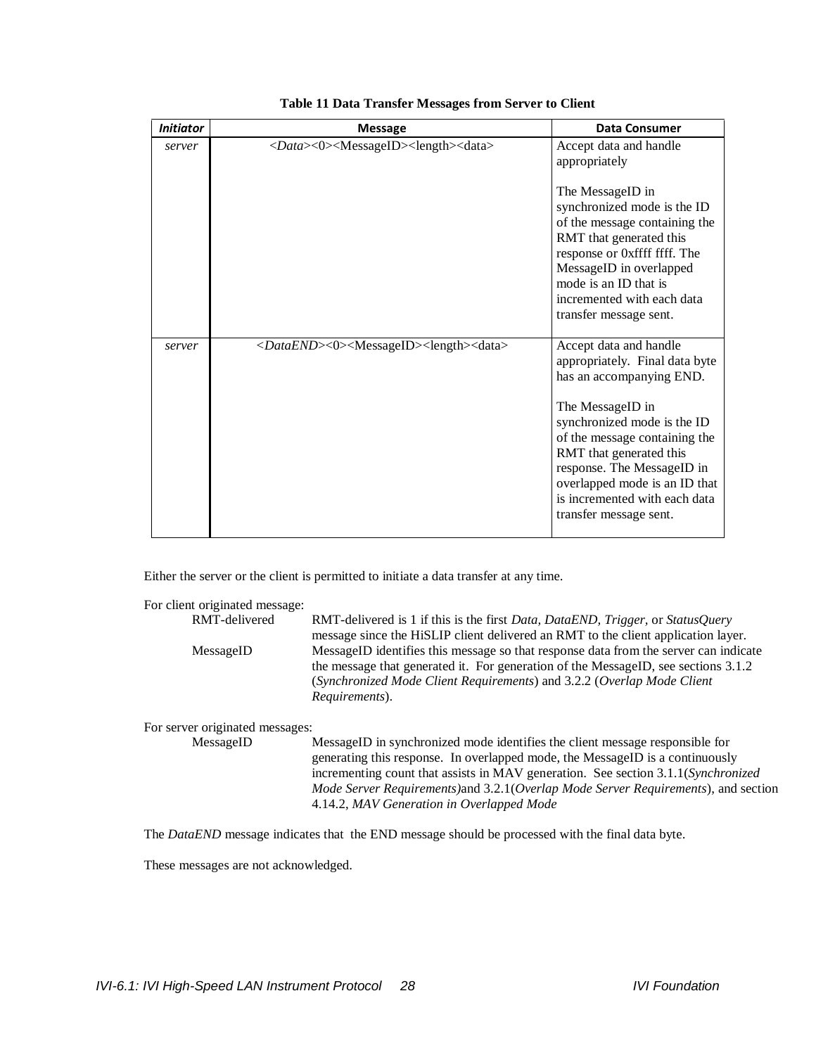**Table 11 Data Transfer Messages from Server to Client**

| ***Initiator*** | **Message** | **Data Consumer** |
|---|---|---|
| *server* | <*Data*><0><MessageID><length><data> | Accept data and handle appropriately<br><br>The MessageID in synchronized mode is the ID of the message containing the RMT that generated this response or 0xffff ffff. The MessageID in overlapped mode is an ID that is incremented with each data transfer message sent. |
| *server* | <*DataEND*><0><MessageID><length><data> | Accept data and handle appropriately. Final data byte has an accompanying END.<br><br>The MessageID in synchronized mode is the ID of the message containing the RMT that generated this response. The MessageID in overlapped mode is an ID that is incremented with each data transfer message sent. |

Either the server or the client is permitted to initiate a data transfer at any time.

For client originated message:

- RMT-delivered: RMT-delivered is 1 if this is the first *Data, DataEND, Trigger*, or *StatusQuery* message since the HiSLIP client delivered an RMT to the client application layer.
- MessageID: MessageID identifies this message so that response data from the server can indicate the message that generated it. For generation of the MessageID, see sections 3.1.2 (*Synchronized Mode Client Requirements*) and 3.2.2 (*Overlap Mode Client Requirements*).

For server originated messages:

- MessageID: MessageID in synchronized mode identifies the client message responsible for generating this response. In overlapped mode, the MessageID is a continuously incrementing count that assists in MAV generation. See section 3.1.1(*Synchronized Mode Server Requirements)*and 3.2.1(*Overlap Mode Server Requirements*), and section 4.14.2, *MAV Generation in Overlapped Mode*

The *DataEND* message indicates that the END message should be processed with the final data byte.

These messages are not acknowledged.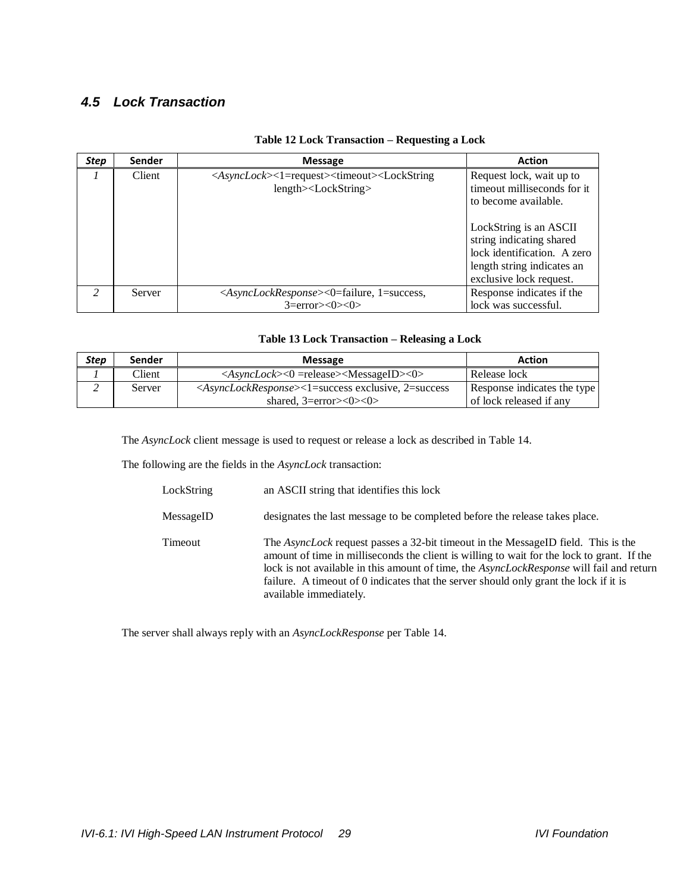### 4.5 Lock Transaction

**Table 12 Lock Transaction – Requesting a Lock**

| *Step* | Sender | Message | Action |
|---|---|---|---|
| *1* | Client | <*AsyncLock*><1=request><timeout><LockString length><LockString> | Request lock, wait up to timeout milliseconds for it to become available.<br><br>LockString is an ASCII string indicating shared lock identification. A zero length string indicates an exclusive lock request. |
| *2* | Server | <*AsyncLockResponse*><0=failure, 1=success, 3=error><0><0> | Response indicates if the lock was successful. |

**Table 13 Lock Transaction – Releasing a Lock**

| *Step* | Sender | Message | Action |
|---|---|---|---|
| *1* | Client | <*AsyncLock*><0 =release><MessageID><0> | Release lock |
| *2* | Server | <*AsyncLockResponse*><1=success exclusive, 2=success shared, 3=error><0><0> | Response indicates the type of lock released if any |

The *AsyncLock* client message is used to request or release a lock as described in Table 14.

The following are the fields in the *AsyncLock* transaction:

| | |
|---|---|
| LockString | an ASCII string that identifies this lock |
| MessageID | designates the last message to be completed before the release takes place. |
| Timeout | The *AsyncLock* request passes a 32-bit timeout in the MessageID field. This is the amount of time in milliseconds the client is willing to wait for the lock to grant. If the lock is not available in this amount of time, the *AsyncLockResponse* will fail and return failure. A timeout of 0 indicates that the server should only grant the lock if it is available immediately. |

The server shall always reply with an *AsyncLockResponse* per Table 14.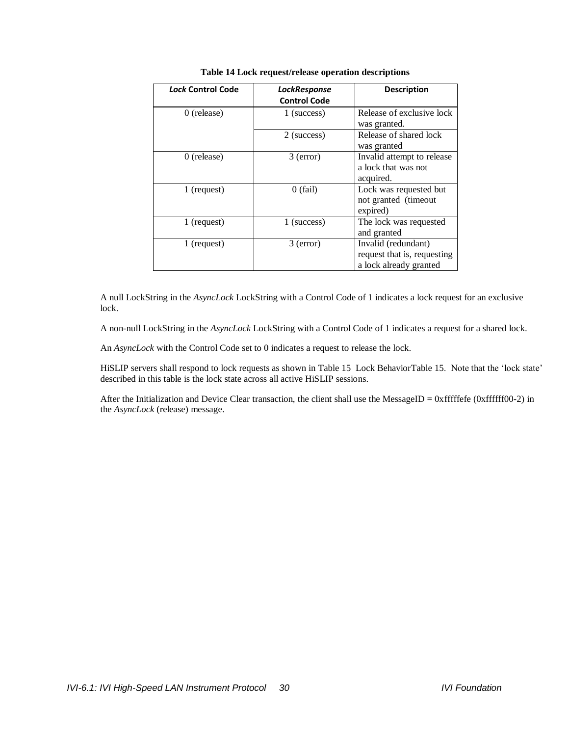**Table 14 Lock request/release operation descriptions**

| *Lock* Control Code | *LockResponse* Control Code | Description |
|---|---|---|
| 0 (release) | 1 (success) | Release of exclusive lock was granted. |
| | 2 (success) | Release of shared lock was granted |
| 0 (release) | 3 (error) | Invalid attempt to release a lock that was not acquired. |
| 1 (request) | 0 (fail) | Lock was requested but not granted (timeout expired) |
| 1 (request) | 1 (success) | The lock was requested and granted |
| 1 (request) | 3 (error) | Invalid (redundant) request that is, requesting a lock already granted |

A null LockString in the *AsyncLock* LockString with a Control Code of 1 indicates a lock request for an exclusive lock.

A non-null LockString in the *AsyncLock* LockString with a Control Code of 1 indicates a request for a shared lock.

An *AsyncLock* with the Control Code set to 0 indicates a request to release the lock.

HiSLIP servers shall respond to lock requests as shown in Table 15 Lock BehaviorTable 15. Note that the 'lock state' described in this table is the lock state across all active HiSLIP sessions.

After the Initialization and Device Clear transaction, the client shall use the MessageID = 0xfffffefe (0xffffff00-2) in the *AsyncLock* (release) message.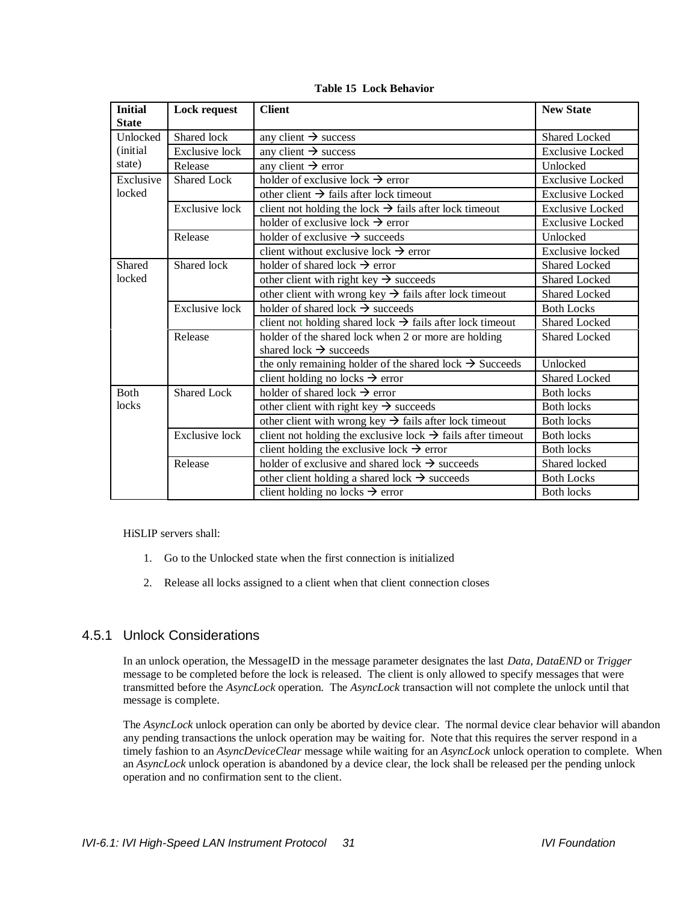**Table 15 Lock Behavior**

| Initial State | Lock request | Client | New State |
|---|---|---|---|
| Unlocked (initial state) | Shared lock | any client → success | Shared Locked |
| | Exclusive lock | any client → success | Exclusive Locked |
| | Release | any client → error | Unlocked |
| Exclusive locked | Shared Lock | holder of exclusive lock → error | Exclusive Locked |
| | | other client → fails after lock timeout | Exclusive Locked |
| | Exclusive lock | client not holding the lock → fails after lock timeout | Exclusive Locked |
| | | holder of exclusive lock → error | Exclusive Locked |
| | Release | holder of exclusive → succeeds | Unlocked |
| | | client without exclusive lock → error | Exclusive locked |
| Shared locked | Shared lock | holder of shared lock → error | Shared Locked |
| | | other client with right key → succeeds | Shared Locked |
| | | other client with wrong key → fails after lock timeout | Shared Locked |
| | Exclusive lock | holder of shared lock → succeeds | Both Locks |
| | | client not holding shared lock → fails after lock timeout | Shared Locked |
| | Release | holder of the shared lock when 2 or more are holding shared lock → succeeds | Shared Locked |
| | | the only remaining holder of the shared lock → Succeeds | Unlocked |
| | | client holding no locks → error | Shared Locked |
| Both locks | Shared Lock | holder of shared lock → error | Both locks |
| | | other client with right key → succeeds | Both locks |
| | | other client with wrong key → fails after lock timeout | Both locks |
| | Exclusive lock | client not holding the exclusive lock → fails after timeout | Both locks |
| | | client holding the exclusive lock → error | Both locks |
| | Release | holder of exclusive and shared lock → succeeds | Shared locked |
| | | other client holding a shared lock → succeeds | Both Locks |
| | | client holding no locks → error | Both locks |

HiSLIP servers shall:

1. Go to the Unlocked state when the first connection is initialized
2. Release all locks assigned to a client when that client connection closes

### 4.5.1 Unlock Considerations

In an unlock operation, the MessageID in the message parameter designates the last *Data, DataEND* or *Trigger* message to be completed before the lock is released. The client is only allowed to specify messages that were transmitted before the *AsyncLock* operation. The *AsyncLock* transaction will not complete the unlock until that message is complete.

The *AsyncLock* unlock operation can only be aborted by device clear. The normal device clear behavior will abandon any pending transactions the unlock operation may be waiting for. Note that this requires the server respond in a timely fashion to an *AsyncDeviceClear* message while waiting for an *AsyncLock* unlock operation to complete. When an *AsyncLock* unlock operation is abandoned by a device clear, the lock shall be released per the pending unlock operation and no confirmation sent to the client.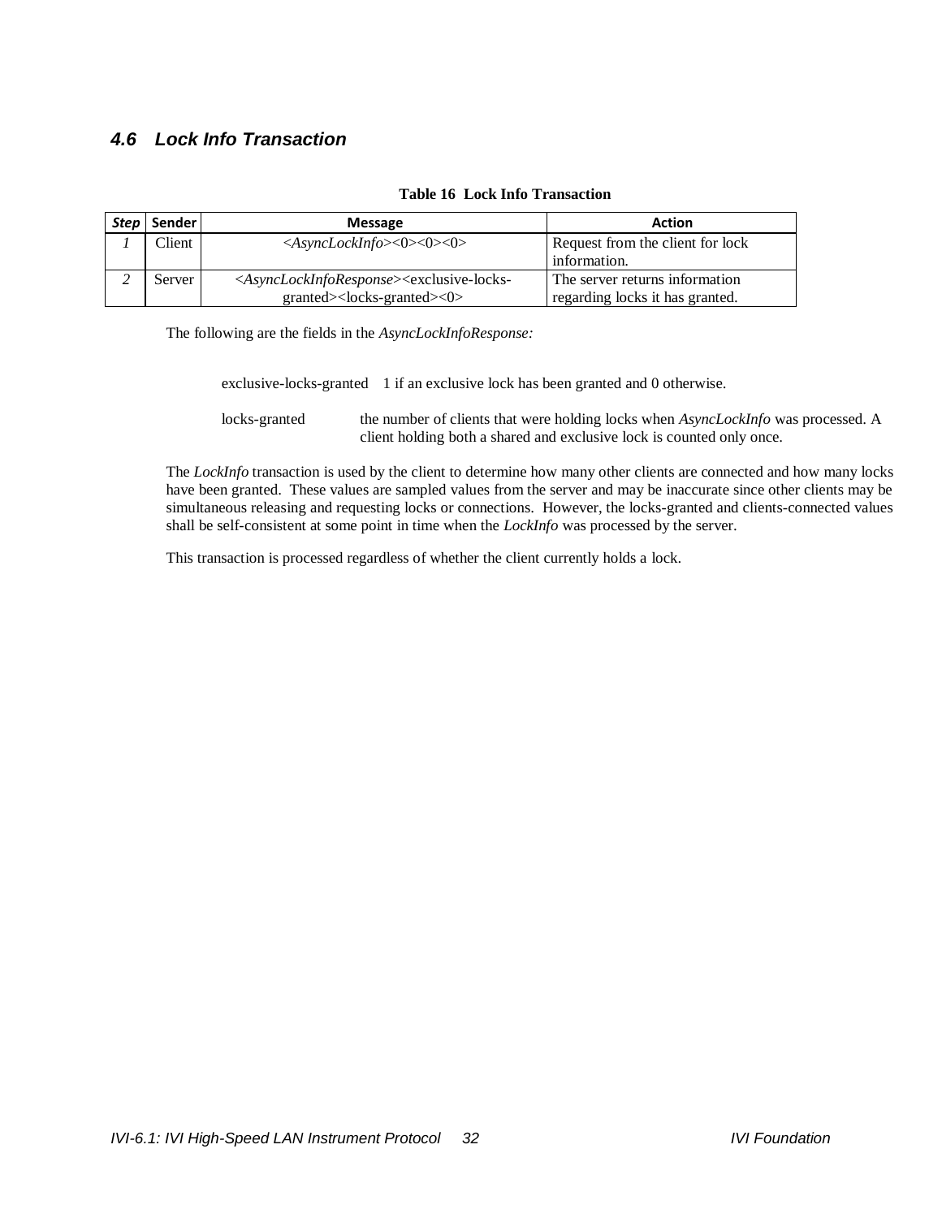### 4.6 Lock Info Transaction

**Table 16 Lock Info Transaction**

| *Step* | Sender | Message | Action |
|---|---|---|---|
| *1* | Client | <*AsyncLockInfo*><0><0><0> | Request from the client for lock information. |
| *2* | Server | <*AsyncLockInfoResponse*><exclusive-locks-granted><locks-granted><0> | The server returns information regarding locks it has granted. |

The following are the fields in the *AsyncLockInfoResponse:*

exclusive-locks-granted  1 if an exclusive lock has been granted and 0 otherwise.

locks-granted  the number of clients that were holding locks when *AsyncLockInfo* was processed. A client holding both a shared and exclusive lock is counted only once.

The *LockInfo* transaction is used by the client to determine how many other clients are connected and how many locks have been granted. These values are sampled values from the server and may be inaccurate since other clients may be simultaneous releasing and requesting locks or connections. However, the locks-granted and clients-connected values shall be self-consistent at some point in time when the *LockInfo* was processed by the server.

This transaction is processed regardless of whether the client currently holds a lock.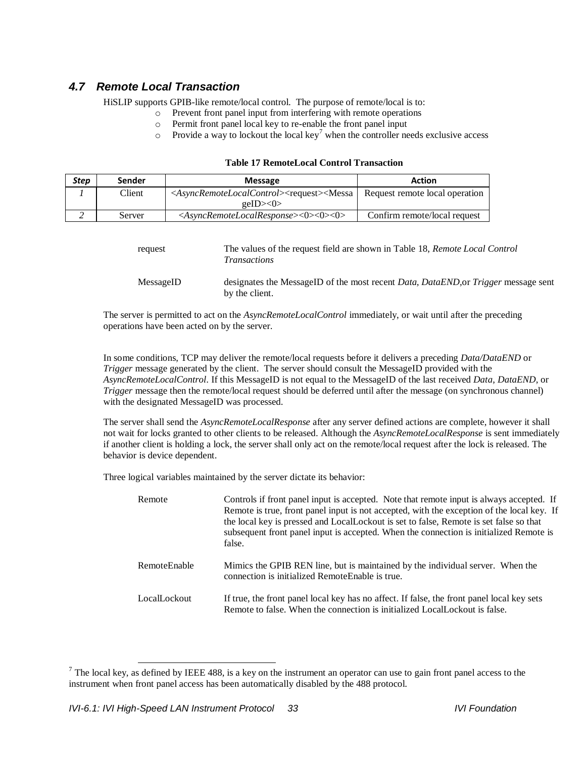### *4.7 Remote Local Transaction*

HiSLIP supports GPIB-like remote/local control. The purpose of remote/local is to:

- Prevent front panel input from interfering with remote operations
- Permit front panel local key to re-enable the front panel input
- Provide a way to lockout the local key[7] when the controller needs exclusive access

**Table 17 RemoteLocal Control Transaction**

| *Step* | Sender | Message | Action |
|---|---|---|---|
| *1* | Client | <*AsyncRemoteLocalControl*><request><MessageID><0> | Request remote local operation |
| *2* | Server | <*AsyncRemoteLocalResponse*><0><0><0> | Confirm remote/local request |

request — The values of the request field are shown in Table 18, *Remote Local Control Transactions*

MessageID — designates the MessageID of the most recent *Data*, *DataEND,*or *Trigger* message sent by the client.

The server is permitted to act on the *AsyncRemoteLocalControl* immediately, or wait until after the preceding operations have been acted on by the server.

In some conditions, TCP may deliver the remote/local requests before it delivers a preceding *Data/DataEND* or *Trigger* message generated by the client. The server should consult the MessageID provided with the *AsyncRemoteLocalControl*. If this MessageID is not equal to the MessageID of the last received *Data*, *DataEND*, or *Trigger* message then the remote/local request should be deferred until after the message (on synchronous channel) with the designated MessageID was processed.

The server shall send the *AsyncRemoteLocalResponse* after any server defined actions are complete, however it shall not wait for locks granted to other clients to be released. Although the *AsyncRemoteLocalResponse* is sent immediately if another client is holding a lock, the server shall only act on the remote/local request after the lock is released. The behavior is device dependent.

Three logical variables maintained by the server dictate its behavior:

Remote — Controls if front panel input is accepted. Note that remote input is always accepted. If Remote is true, front panel input is not accepted, with the exception of the local key. If the local key is pressed and LocalLockout is set to false, Remote is set false so that subsequent front panel input is accepted. When the connection is initialized Remote is false.

RemoteEnable — Mimics the GPIB REN line, but is maintained by the individual server. When the connection is initialized RemoteEnable is true.

LocalLockout — If true, the front panel local key has no affect. If false, the front panel local key sets Remote to false. When the connection is initialized LocalLockout is false.

[7] The local key, as defined by IEEE 488, is a key on the instrument an operator can use to gain front panel access to the instrument when front panel access has been automatically disabled by the 488 protocol.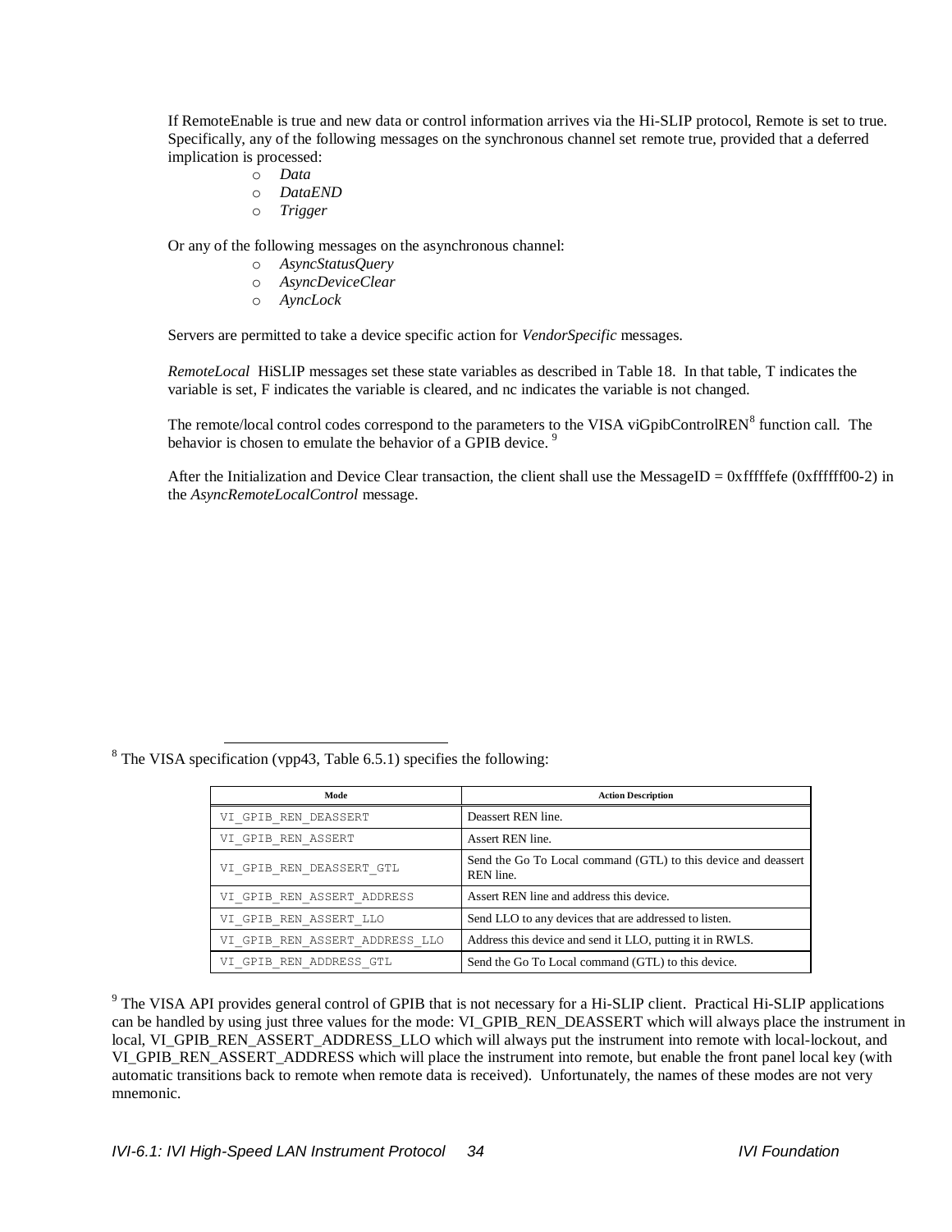If RemoteEnable is true and new data or control information arrives via the Hi-SLIP protocol, Remote is set to true. Specifically, any of the following messages on the synchronous channel set remote true, provided that a deferred implication is processed:

- *Data*
- *DataEND*
- *Trigger*

Or any of the following messages on the asynchronous channel:

- *AsyncStatusQuery*
- *AsyncDeviceClear*
- *AyncLock*

Servers are permitted to take a device specific action for *VendorSpecific* messages.

*RemoteLocal* HiSLIP messages set these state variables as described in Table 18. In that table, T indicates the variable is set, F indicates the variable is cleared, and nc indicates the variable is not changed.

The remote/local control codes correspond to the parameters to the VISA viGpibControlREN[8] function call. The behavior is chosen to emulate the behavior of a GPIB device. [9]

After the Initialization and Device Clear transaction, the client shall use the MessageID = 0xfffffefe (0xffffff00-2) in the *AsyncRemoteLocalControl* message.

---

[8] The VISA specification (vpp43, Table 6.5.1) specifies the following:

| Mode | Action Description |
| --- | --- |
| VI_GPIB_REN_DEASSERT | Deassert REN line. |
| VI_GPIB_REN_ASSERT | Assert REN line. |
| VI_GPIB_REN_DEASSERT_GTL | Send the Go To Local command (GTL) to this device and deassert REN line. |
| VI_GPIB_REN_ASSERT_ADDRESS | Assert REN line and address this device. |
| VI_GPIB_REN_ASSERT_LLO | Send LLO to any devices that are addressed to listen. |
| VI_GPIB_REN_ASSERT_ADDRESS_LLO | Address this device and send it LLO, putting it in RWLS. |
| VI_GPIB_REN_ADDRESS_GTL | Send the Go To Local command (GTL) to this device. |

[9] The VISA API provides general control of GPIB that is not necessary for a Hi-SLIP client. Practical Hi-SLIP applications can be handled by using just three values for the mode: VI_GPIB_REN_DEASSERT which will always place the instrument in local, VI_GPIB_REN_ASSERT_ADDRESS_LLO which will always put the instrument into remote with local-lockout, and VI_GPIB_REN_ASSERT_ADDRESS which will place the instrument into remote, but enable the front panel local key (with automatic transitions back to remote when remote data is received). Unfortunately, the names of these modes are not very mnemonic.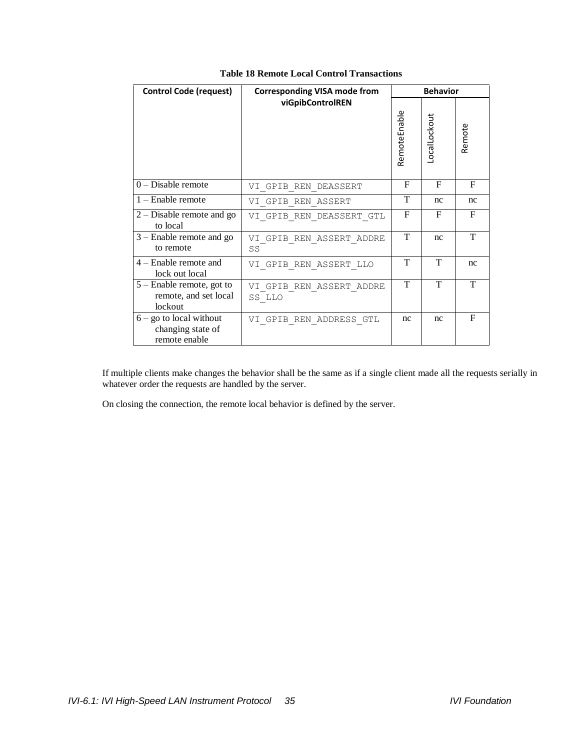**Table 18 Remote Local Control Transactions**

| Control Code (request) | Corresponding VISA mode from viGpibControlREN | Behavior | | |
|---|---|---|---|---|
| | | RemoteEnable | LocalLockout | Remote |
| 0 – Disable remote | VI_GPIB_REN_DEASSERT | F | F | F |
| 1 – Enable remote | VI_GPIB_REN_ASSERT | T | nc | nc |
| 2 – Disable remote and go to local | VI_GPIB_REN_DEASSERT_GTL | F | F | F |
| 3 – Enable remote and go to remote | VI_GPIB_REN_ASSERT_ADDRESS | T | nc | T |
| 4 – Enable remote and lock out local | VI_GPIB_REN_ASSERT_LLO | T | T | nc |
| 5 – Enable remote, got to remote, and set local lockout | VI_GPIB_REN_ASSERT_ADDRESS_LLO | T | T | T |
| 6 – go to local without changing state of remote enable | VI_GPIB_REN_ADDRESS_GTL | nc | nc | F |

If multiple clients make changes the behavior shall be the same as if a single client made all the requests serially in whatever order the requests are handled by the server.

On closing the connection, the remote local behavior is defined by the server.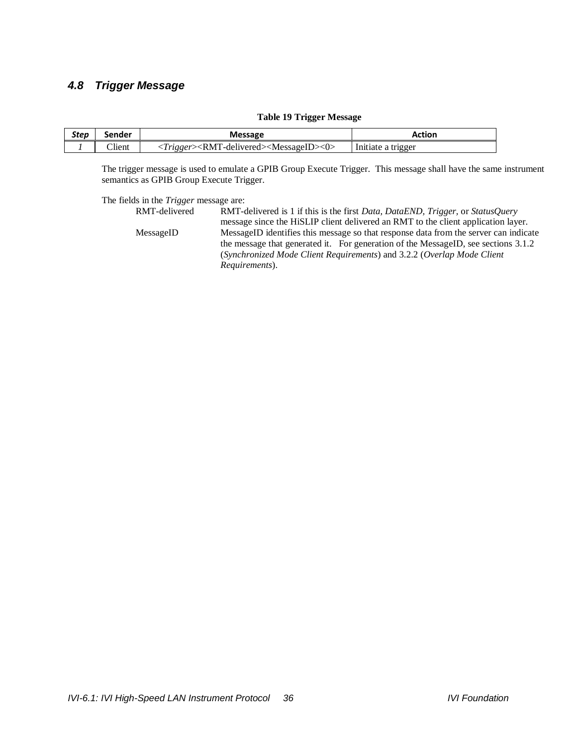### *4.8 Trigger Message*

**Table 19 Trigger Message**

| *Step* | Sender | Message | Action |
|---|---|---|---|
| *1* | Client | <*Trigger*><RMT-delivered><MessageID><0> | Initiate a trigger |

The trigger message is used to emulate a GPIB Group Execute Trigger. This message shall have the same instrument semantics as GPIB Group Execute Trigger.

The fields in the *Trigger* message are:

| | |
|---|---|
| RMT-delivered | RMT-delivered is 1 if this is the first *Data, DataEND, Trigger,* or *StatusQuery* message since the HiSLIP client delivered an RMT to the client application layer. |
| MessageID | MessageID identifies this message so that response data from the server can indicate the message that generated it. For generation of the MessageID, see sections 3.1.2 (*Synchronized Mode Client Requirements*) and 3.2.2 (*Overlap Mode Client Requirements*). |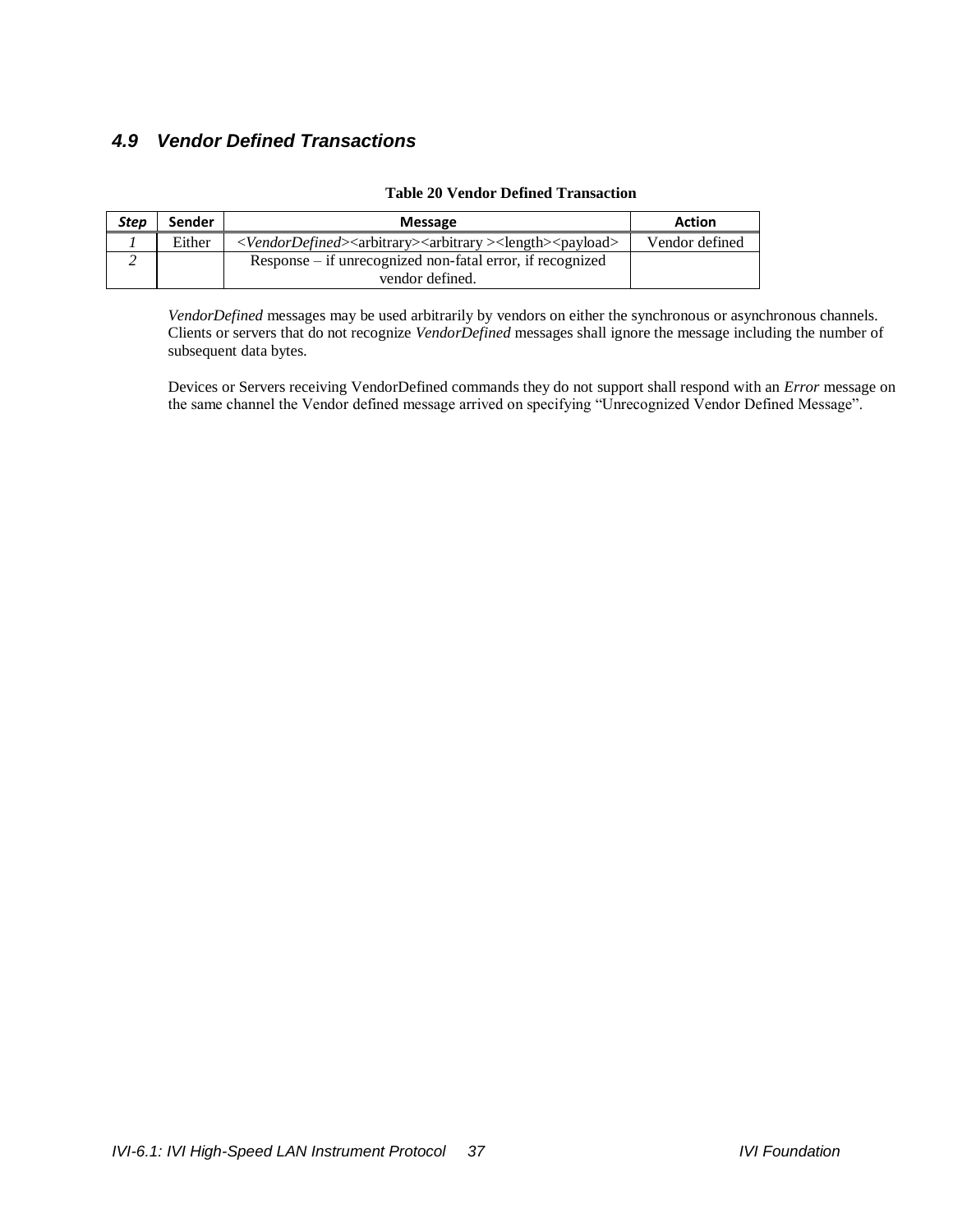### *4.9 Vendor Defined Transactions*

**Table 20 Vendor Defined Transaction**

| *Step* | Sender | Message | Action |
|---|---|---|---|
| *1* | Either | <*VendorDefined*><arbitrary><arbitrary ><length><payload> | Vendor defined |
| *2* | | Response – if unrecognized non-fatal error, if recognized vendor defined. | |

*VendorDefined* messages may be used arbitrarily by vendors on either the synchronous or asynchronous channels. Clients or servers that do not recognize *VendorDefined* messages shall ignore the message including the number of subsequent data bytes.

Devices or Servers receiving VendorDefined commands they do not support shall respond with an *Error* message on the same channel the Vendor defined message arrived on specifying "Unrecognized Vendor Defined Message".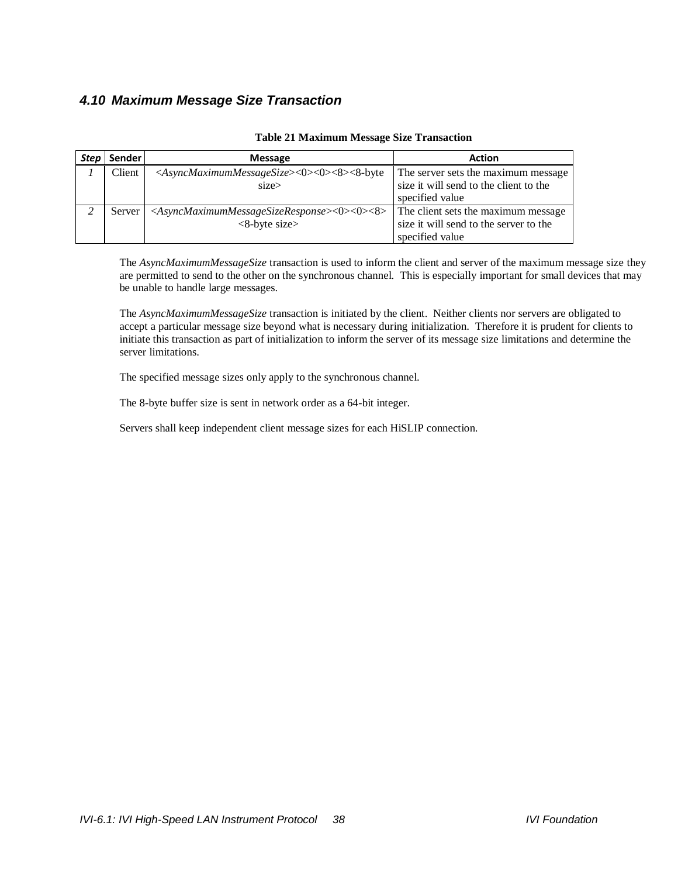## 4.10 Maximum Message Size Transaction

**Table 21 Maximum Message Size Transaction**

| *Step* | Sender | Message | Action |
|---|---|---|---|
| *1* | Client | <*AsyncMaximumMessageSize*><0><0><8><8-byte size> | The server sets the maximum message size it will send to the client to the specified value |
| *2* | Server | <*AsyncMaximumMessageSizeResponse*><0><0><8><8-byte size> | The client sets the maximum message size it will send to the server to the specified value |

The *AsyncMaximumMessageSize* transaction is used to inform the client and server of the maximum message size they are permitted to send to the other on the synchronous channel. This is especially important for small devices that may be unable to handle large messages.

The *AsyncMaximumMessageSize* transaction is initiated by the client. Neither clients nor servers are obligated to accept a particular message size beyond what is necessary during initialization. Therefore it is prudent for clients to initiate this transaction as part of initialization to inform the server of its message size limitations and determine the server limitations.

The specified message sizes only apply to the synchronous channel.

The 8-byte buffer size is sent in network order as a 64-bit integer.

Servers shall keep independent client message sizes for each HiSLIP connection.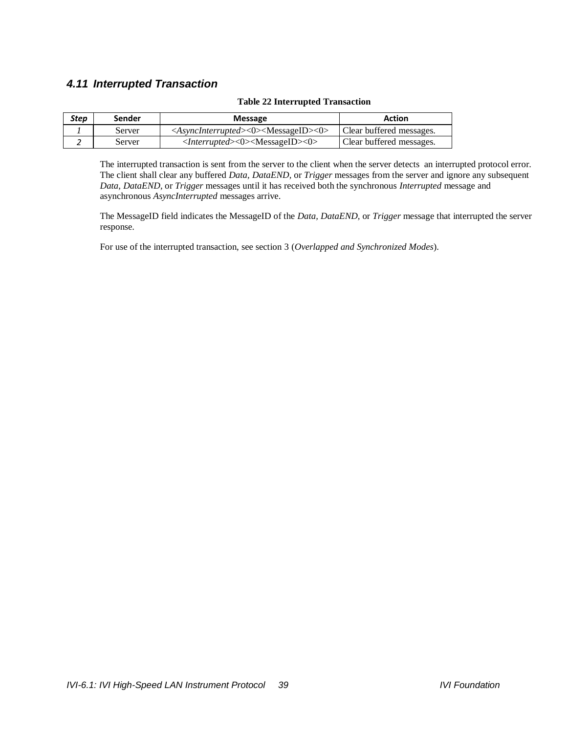### *4.11 Interrupted Transaction*

**Table 22 Interrupted Transaction**

| *Step* | Sender | Message | Action |
|---|---|---|---|
| *1* | Server | <*AsyncInterrupted*><0><MessageID><0> | Clear buffered messages. |
| *2* | Server | <*Interrupted*><0><MessageID><0> | Clear buffered messages. |

The interrupted transaction is sent from the server to the client when the server detects an interrupted protocol error. The client shall clear any buffered *Data, DataEND*, or *Trigger* messages from the server and ignore any subsequent *Data, DataEND*, or *Trigger* messages until it has received both the synchronous *Interrupted* message and asynchronous *AsyncInterrupted* messages arrive.

The MessageID field indicates the MessageID of the *Data, DataEND*, or *Trigger* message that interrupted the server response.

For use of the interrupted transaction, see section 3 (*Overlapped and Synchronized Modes*).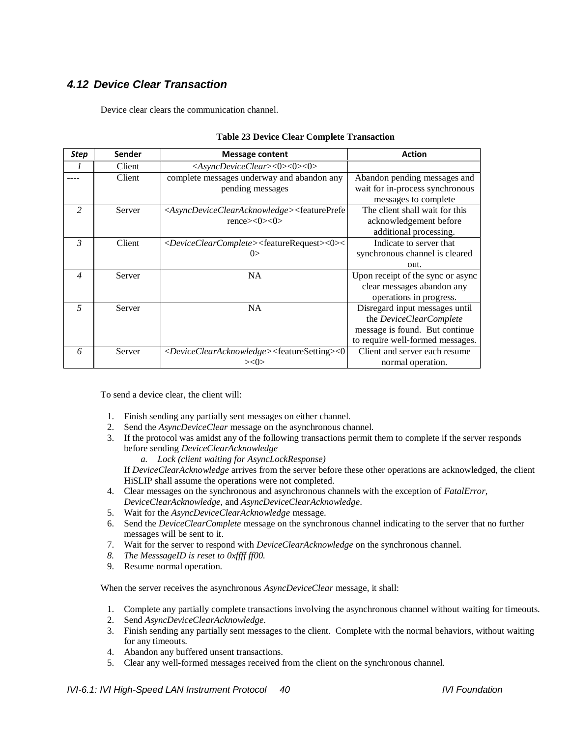### *4.12 Device Clear Transaction*

Device clear clears the communication channel.

**Table 23 Device Clear Complete Transaction**

| *Step* | Sender | Message content | Action |
|---|---|---|---|
| *1* | Client | <*AsyncDeviceClear*><0><0><0> | |
| ---- | Client | complete messages underway and abandon any pending messages | Abandon pending messages and wait for in-process synchronous messages to complete |
| *2* | Server | <*AsyncDeviceClearAcknowledge*><featurePreference><0><0> | The client shall wait for this acknowledgement before additional processing. |
| *3* | Client | <*DeviceClearComplete*><featureRequest><0><0> | Indicate to server that synchronous channel is cleared out. |
| *4* | Server | NA | Upon receipt of the sync or async clear messages abandon any operations in progress. |
| *5* | Server | NA | Disregard input messages until the *DeviceClearComplete* message is found. But continue to require well-formed messages. |
| *6* | Server | <*DeviceClearAcknowledge*><featureSetting><0><0> | Client and server each resume normal operation. |

To send a device clear, the client will:

1. Finish sending any partially sent messages on either channel.
2. Send the *AsyncDeviceClear* message on the asynchronous channel.
3. If the protocol was amidst any of the following transactions permit them to complete if the server responds before sending *DeviceClearAcknowledge*
    a. *Lock (client waiting for AsyncLockResponse)*

   If *DeviceClearAcknowledge* arrives from the server before these other operations are acknowledged, the client HiSLIP shall assume the operations were not completed.
4. Clear messages on the synchronous and asynchronous channels with the exception of *FatalError*, *DeviceClearAcknowledge*, and *AsyncDeviceClearAcknowledge*.
5. Wait for the *AsyncDeviceClearAcknowledge* message.
6. Send the *DeviceClearComplete* message on the synchronous channel indicating to the server that no further messages will be sent to it.
7. Wait for the server to respond with *DeviceClearAcknowledge* on the synchronous channel.
8. *The MesssageID is reset to 0xffff ff00.*
9. Resume normal operation.

When the server receives the asynchronous *AsyncDeviceClear* message, it shall:

1. Complete any partially complete transactions involving the asynchronous channel without waiting for timeouts.
2. Send *AsyncDeviceClearAcknowledge.*
3. Finish sending any partially sent messages to the client. Complete with the normal behaviors, without waiting for any timeouts.
4. Abandon any buffered unsent transactions.
5. Clear any well-formed messages received from the client on the synchronous channel.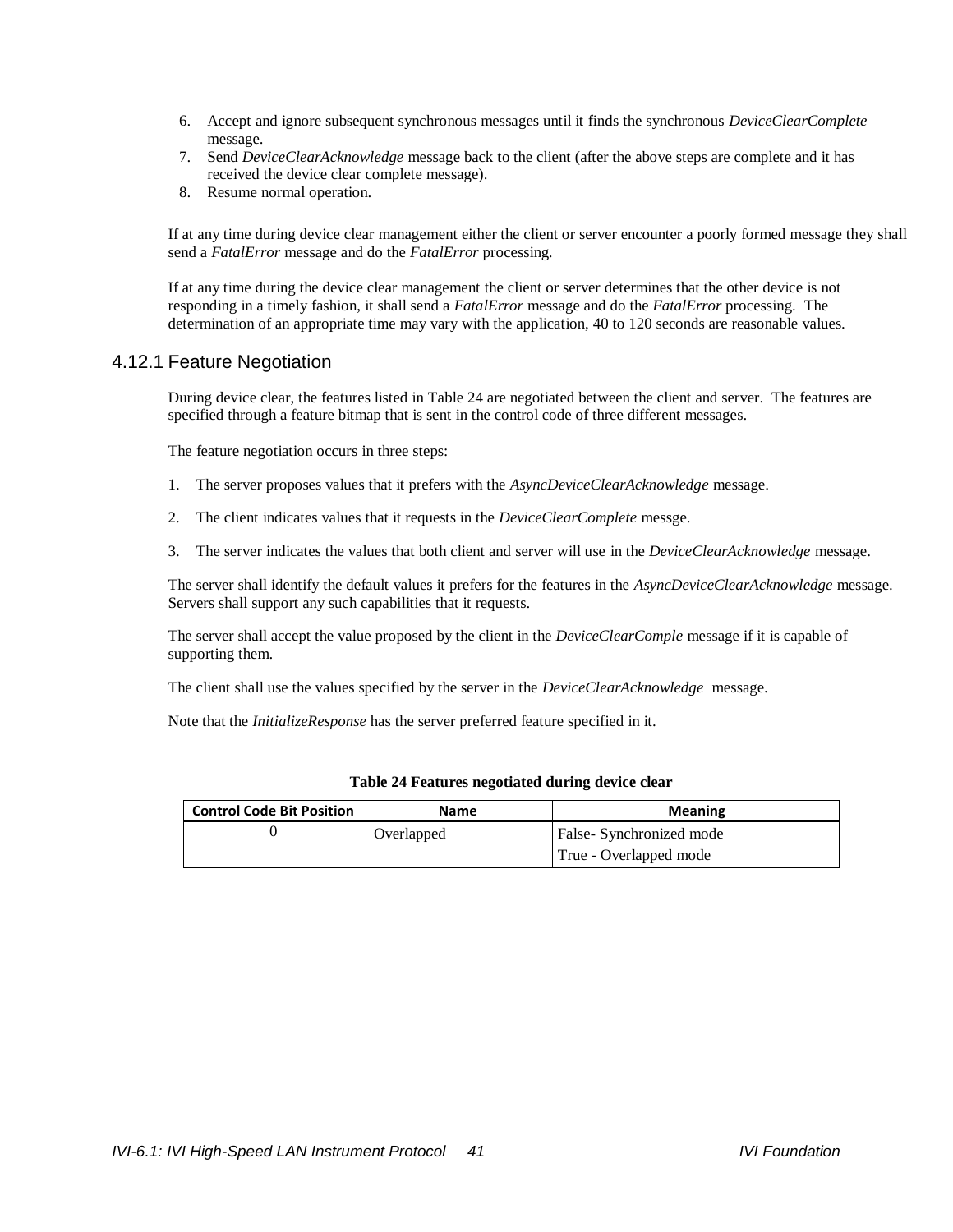6. Accept and ignore subsequent synchronous messages until it finds the synchronous *DeviceClearComplete* message.
7. Send *DeviceClearAcknowledge* message back to the client (after the above steps are complete and it has received the device clear complete message).
8. Resume normal operation.

If at any time during device clear management either the client or server encounter a poorly formed message they shall send a *FatalError* message and do the *FatalError* processing.

If at any time during the device clear management the client or server determines that the other device is not responding in a timely fashion, it shall send a *FatalError* message and do the *FatalError* processing. The determination of an appropriate time may vary with the application, 40 to 120 seconds are reasonable values.

### 4.12.1 Feature Negotiation

During device clear, the features listed in Table 24 are negotiated between the client and server. The features are specified through a feature bitmap that is sent in the control code of three different messages.

The feature negotiation occurs in three steps:

1. The server proposes values that it prefers with the *AsyncDeviceClearAcknowledge* message.

2. The client indicates values that it requests in the *DeviceClearComplete* messge.

3. The server indicates the values that both client and server will use in the *DeviceClearAcknowledge* message.

The server shall identify the default values it prefers for the features in the *AsyncDeviceClearAcknowledge* message. Servers shall support any such capabilities that it requests.

The server shall accept the value proposed by the client in the *DeviceClearComple* message if it is capable of supporting them.

The client shall use the values specified by the server in the *DeviceClearAcknowledge* message.

Note that the *InitializeResponse* has the server preferred feature specified in it.

**Table 24 Features negotiated during device clear**

| Control Code Bit Position | Name | Meaning |
|---|---|---|
| 0 | Overlapped | False- Synchronized mode<br>True - Overlapped mode |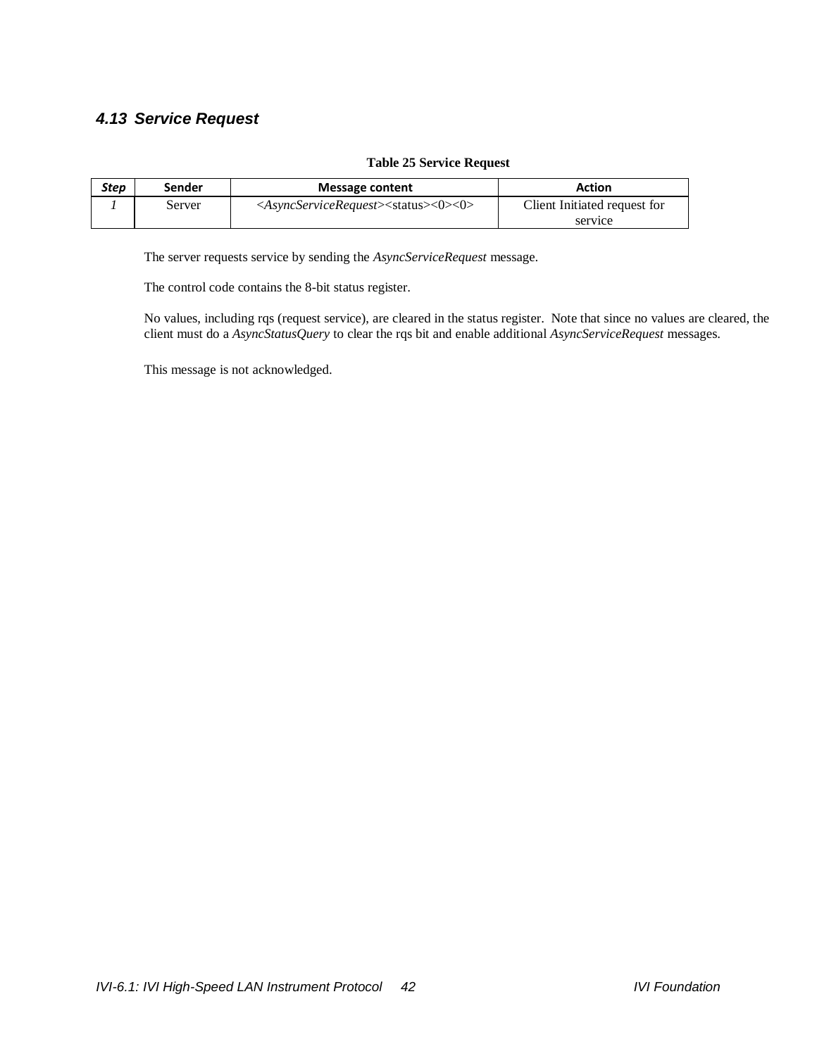## 4.13 Service Request

**Table 25 Service Request**

| *Step* | Sender | Message content | Action |
|---|---|---|---|
| *1* | Server | <*AsyncServiceRequest*><status><0><0> | Client Initiated request for service |

The server requests service by sending the *AsyncServiceRequest* message.

The control code contains the 8-bit status register.

No values, including rqs (request service), are cleared in the status register. Note that since no values are cleared, the client must do a *AsyncStatusQuery* to clear the rqs bit and enable additional *AsyncServiceRequest* messages.

This message is not acknowledged.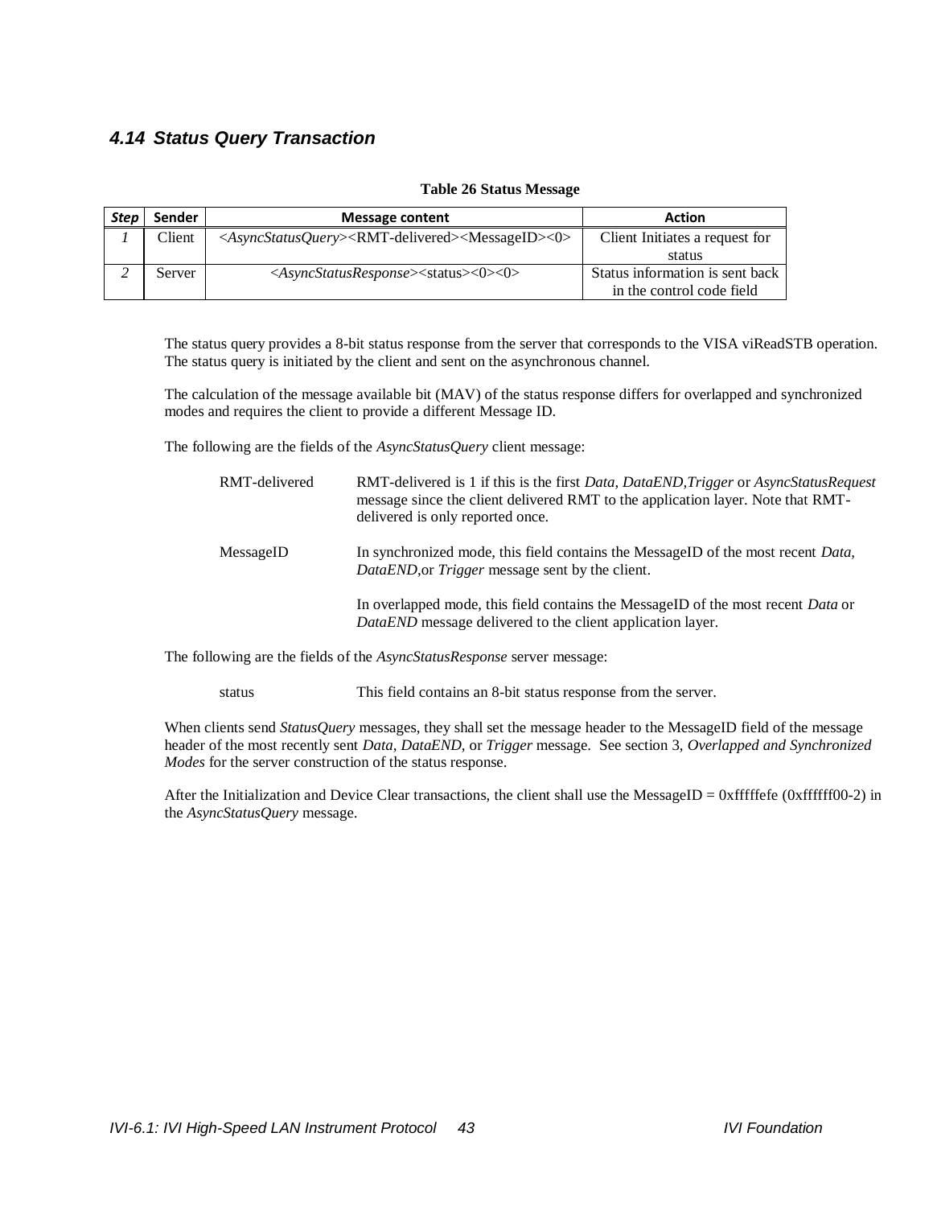### 4.14 Status Query Transaction

**Table 26 Status Message**

| Step | Sender | Message content | Action |
| --- | --- | --- | --- |
| *1* | Client | <*AsyncStatusQuery*><RMT-delivered><MessageID><0> | Client Initiates a request for status |
| *2* | Server | <*AsyncStatusResponse*><status><0><0> | Status information is sent back in the control code field |

The status query provides a 8-bit status response from the server that corresponds to the VISA viReadSTB operation. The status query is initiated by the client and sent on the asynchronous channel.

The calculation of the message available bit (MAV) of the status response differs for overlapped and synchronized modes and requires the client to provide a different Message ID.

The following are the fields of the *AsyncStatusQuery* client message:

RMT-delivered — RMT-delivered is 1 if this is the first *Data*, *DataEND*,*Trigger* or *AsyncStatusRequest* message since the client delivered RMT to the application layer. Note that RMT-delivered is only reported once.

MessageID — In synchronized mode, this field contains the MessageID of the most recent *Data, DataEND,*or *Trigger* message sent by the client.

In overlapped mode, this field contains the MessageID of the most recent *Data* or *DataEND* message delivered to the client application layer.

The following are the fields of the *AsyncStatusResponse* server message:

status — This field contains an 8-bit status response from the server.

When clients send *StatusQuery* messages, they shall set the message header to the MessageID field of the message header of the most recently sent *Data, DataEND,* or *Trigger* message. See section 3, *Overlapped and Synchronized Modes* for the server construction of the status response.

After the Initialization and Device Clear transactions, the client shall use the MessageID = 0xfffffefe (0xffffff00-2) in the *AsyncStatusQuery* message.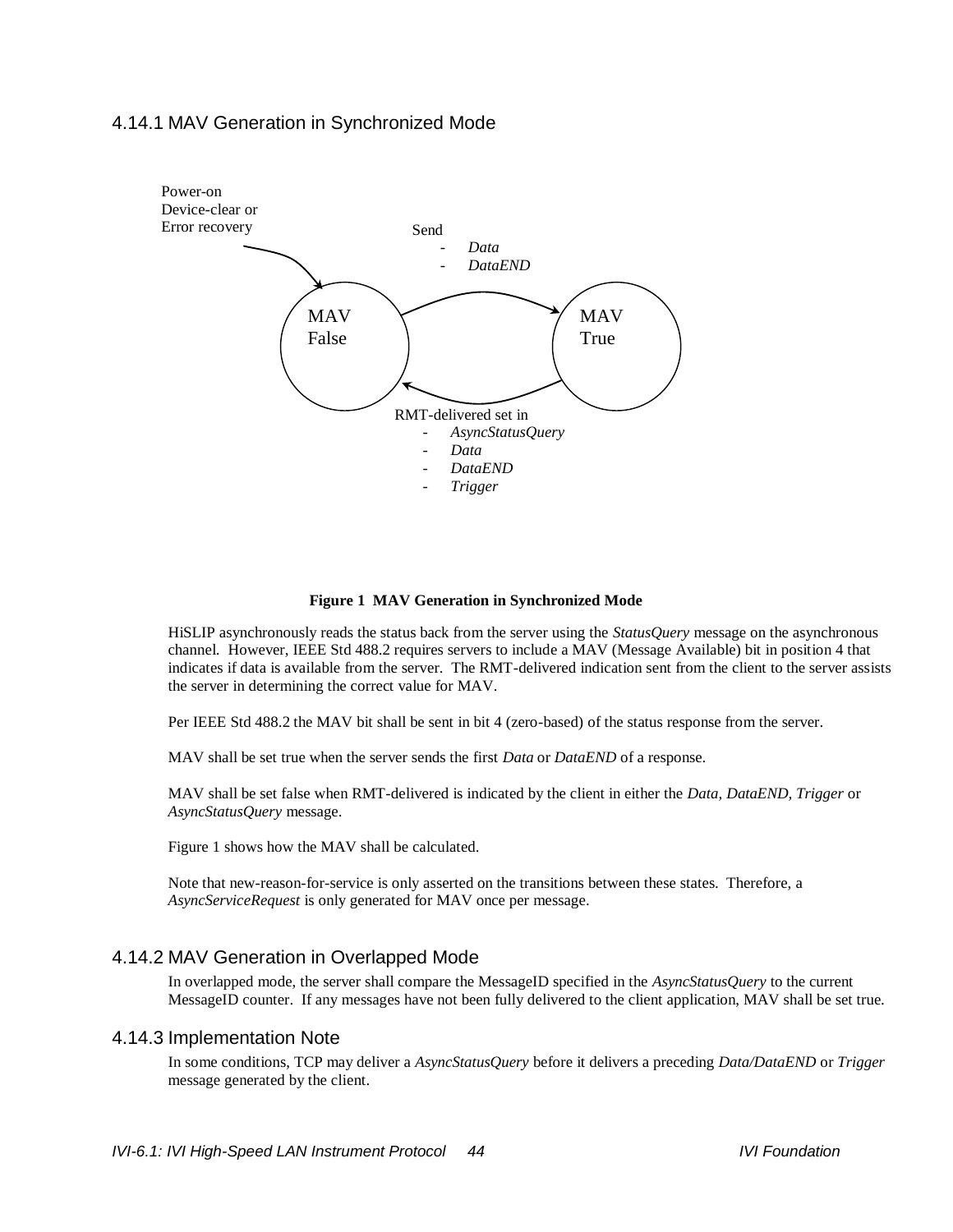### 4.14.1 MAV Generation in Synchronized Mode

Power-on
Device-clear or
Error recovery

Send
- *Data*
- *DataEND*

MAV False

MAV True

RMT-delivered set in
- *AsyncStatusQuery*
- *Data*
- *DataEND*
- *Trigger*

**Figure 1 MAV Generation in Synchronized Mode**

HiSLIP asynchronously reads the status back from the server using the *StatusQuery* message on the asynchronous channel. However, IEEE Std 488.2 requires servers to include a MAV (Message Available) bit in position 4 that indicates if data is available from the server. The RMT-delivered indication sent from the client to the server assists the server in determining the correct value for MAV.

Per IEEE Std 488.2 the MAV bit shall be sent in bit 4 (zero-based) of the status response from the server.

MAV shall be set true when the server sends the first *Data* or *DataEND* of a response.

MAV shall be set false when RMT-delivered is indicated by the client in either the *Data, DataEND, Trigger* or *AsyncStatusQuery* message.

Figure 1 shows how the MAV shall be calculated.

Note that new-reason-for-service is only asserted on the transitions between these states. Therefore, a *AsyncServiceRequest* is only generated for MAV once per message.

### 4.14.2 MAV Generation in Overlapped Mode

In overlapped mode, the server shall compare the MessageID specified in the *AsyncStatusQuery* to the current MessageID counter. If any messages have not been fully delivered to the client application, MAV shall be set true.

### 4.14.3 Implementation Note

In some conditions, TCP may deliver a *AsyncStatusQuery* before it delivers a preceding *Data/DataEND* or *Trigger* message generated by the client.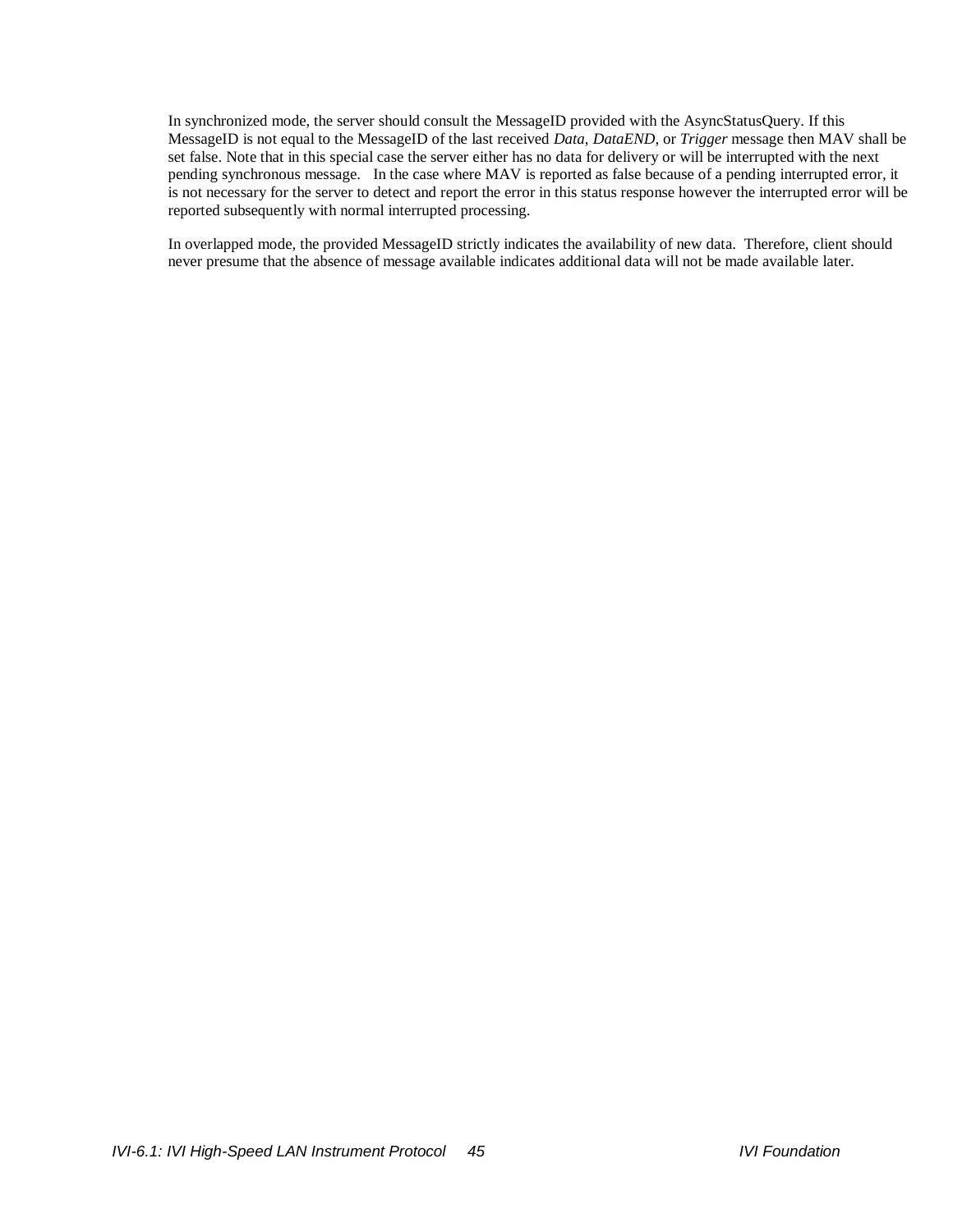In synchronized mode, the server should consult the MessageID provided with the AsyncStatusQuery. If this MessageID is not equal to the MessageID of the last received *Data*, *DataEND*, or *Trigger* message then MAV shall be set false. Note that in this special case the server either has no data for delivery or will be interrupted with the next pending synchronous message. In the case where MAV is reported as false because of a pending interrupted error, it is not necessary for the server to detect and report the error in this status response however the interrupted error will be reported subsequently with normal interrupted processing.

In overlapped mode, the provided MessageID strictly indicates the availability of new data. Therefore, client should never presume that the absence of message available indicates additional data will not be made available later.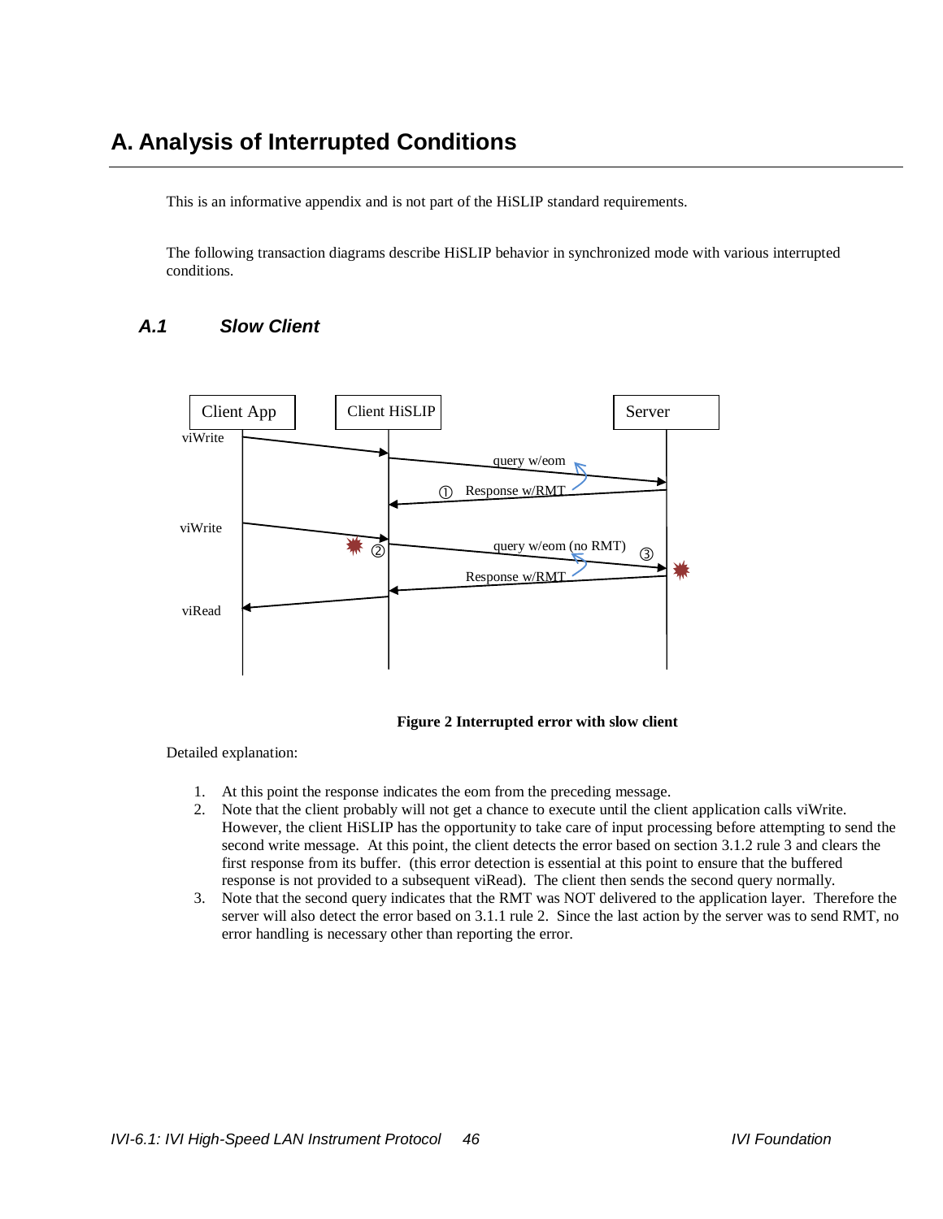# A. Analysis of Interrupted Conditions

This is an informative appendix and is not part of the HiSLIP standard requirements.

The following transaction diagrams describe HiSLIP behavior in synchronized mode with various interrupted conditions.

## *A.1 Slow Client*

**Figure 2 Interrupted error with slow client**

Detailed explanation:

1. At this point the response indicates the eom from the preceding message.
2. Note that the client probably will not get a chance to execute until the client application calls viWrite. However, the client HiSLIP has the opportunity to take care of input processing before attempting to send the second write message. At this point, the client detects the error based on section 3.1.2 rule 3 and clears the first response from its buffer. (this error detection is essential at this point to ensure that the buffered response is not provided to a subsequent viRead). The client then sends the second query normally.
3. Note that the second query indicates that the RMT was NOT delivered to the application layer. Therefore the server will also detect the error based on 3.1.1 rule 2. Since the last action by the server was to send RMT, no error handling is necessary other than reporting the error.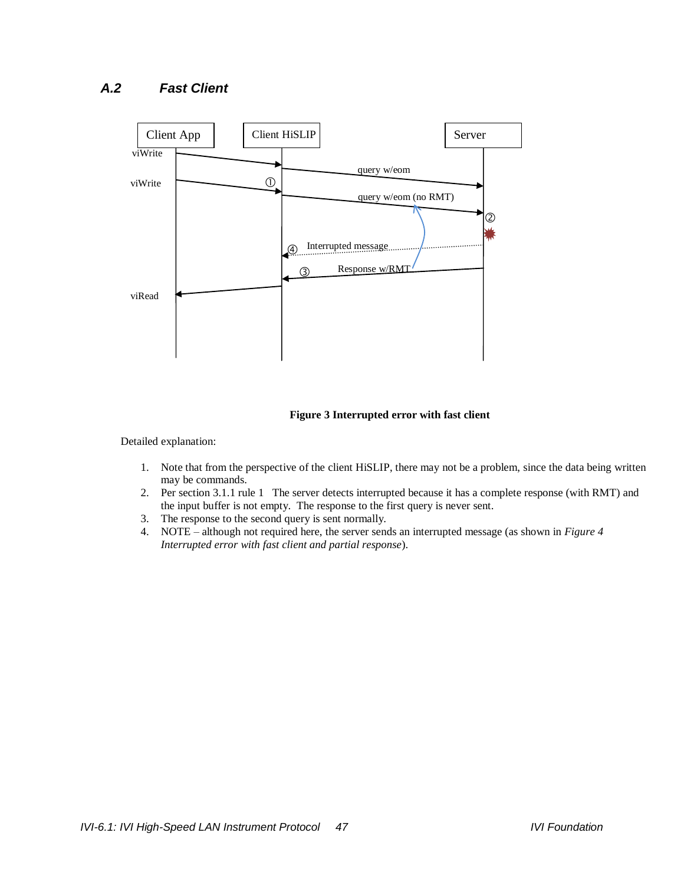## A.2 Fast Client

**Figure 3 Interrupted error with fast client**

Detailed explanation:

1. Note that from the perspective of the client HiSLIP, there may not be a problem, since the data being written may be commands.
2. Per section 3.1.1 rule 1 The server detects interrupted because it has a complete response (with RMT) and the input buffer is not empty. The response to the first query is never sent.
3. The response to the second query is sent normally.
4. NOTE – although not required here, the server sends an interrupted message (as shown in *Figure 4 Interrupted error with fast client and partial response*).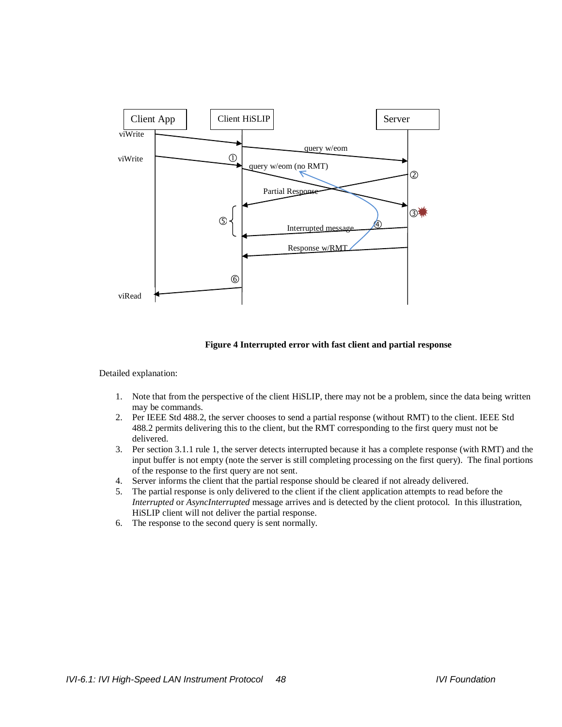**Figure 4 Interrupted error with fast client and partial response**

Detailed explanation:

1. Note that from the perspective of the client HiSLIP, there may not be a problem, since the data being written may be commands.
2. Per IEEE Std 488.2, the server chooses to send a partial response (without RMT) to the client. IEEE Std 488.2 permits delivering this to the client, but the RMT corresponding to the first query must not be delivered.
3. Per section 3.1.1 rule 1, the server detects interrupted because it has a complete response (with RMT) and the input buffer is not empty (note the server is still completing processing on the first query). The final portions of the response to the first query are not sent.
4. Server informs the client that the partial response should be cleared if not already delivered.
5. The partial response is only delivered to the client if the client application attempts to read before the *Interrupted* or *AsyncInterrupted* message arrives and is detected by the client protocol. In this illustration, HiSLIP client will not deliver the partial response.
6. The response to the second query is sent normally.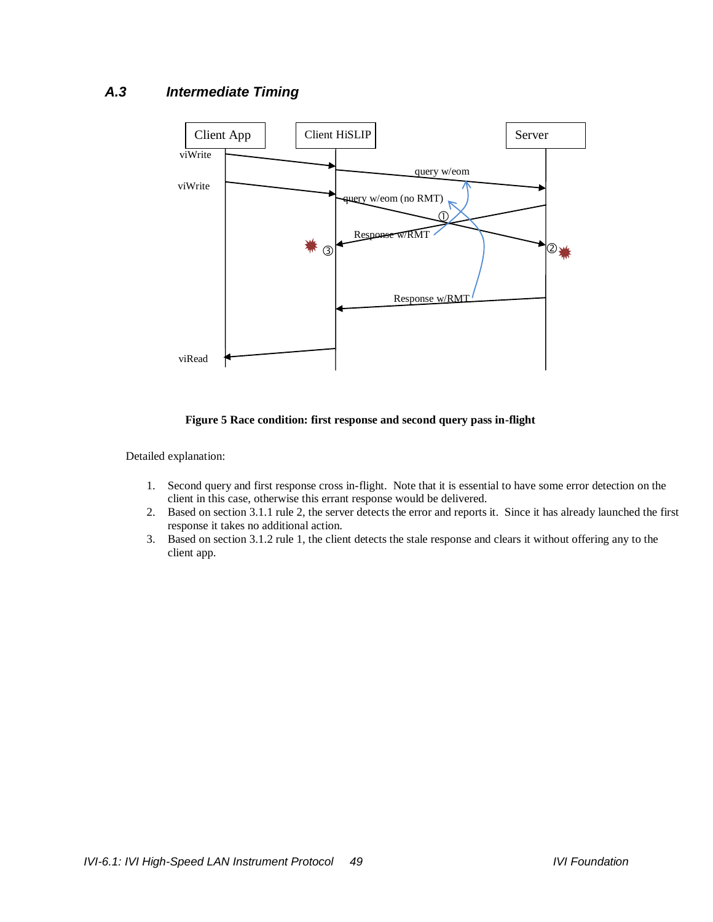### A.3 Intermediate Timing

Client App

Client HiSLIP

Server

viWrite

query w/eom

viWrite

query w/eom (no RMT)

①

Response w/RMT

③

②

Response w/RMT

viRead

**Figure 5 Race condition: first response and second query pass in-flight**

Detailed explanation:

1. Second query and first response cross in-flight. Note that it is essential to have some error detection on the client in this case, otherwise this errant response would be delivered.
2. Based on section 3.1.1 rule 2, the server detects the error and reports it. Since it has already launched the first response it takes no additional action.
3. Based on section 3.1.2 rule 1, the client detects the stale response and clears it without offering any to the client app.